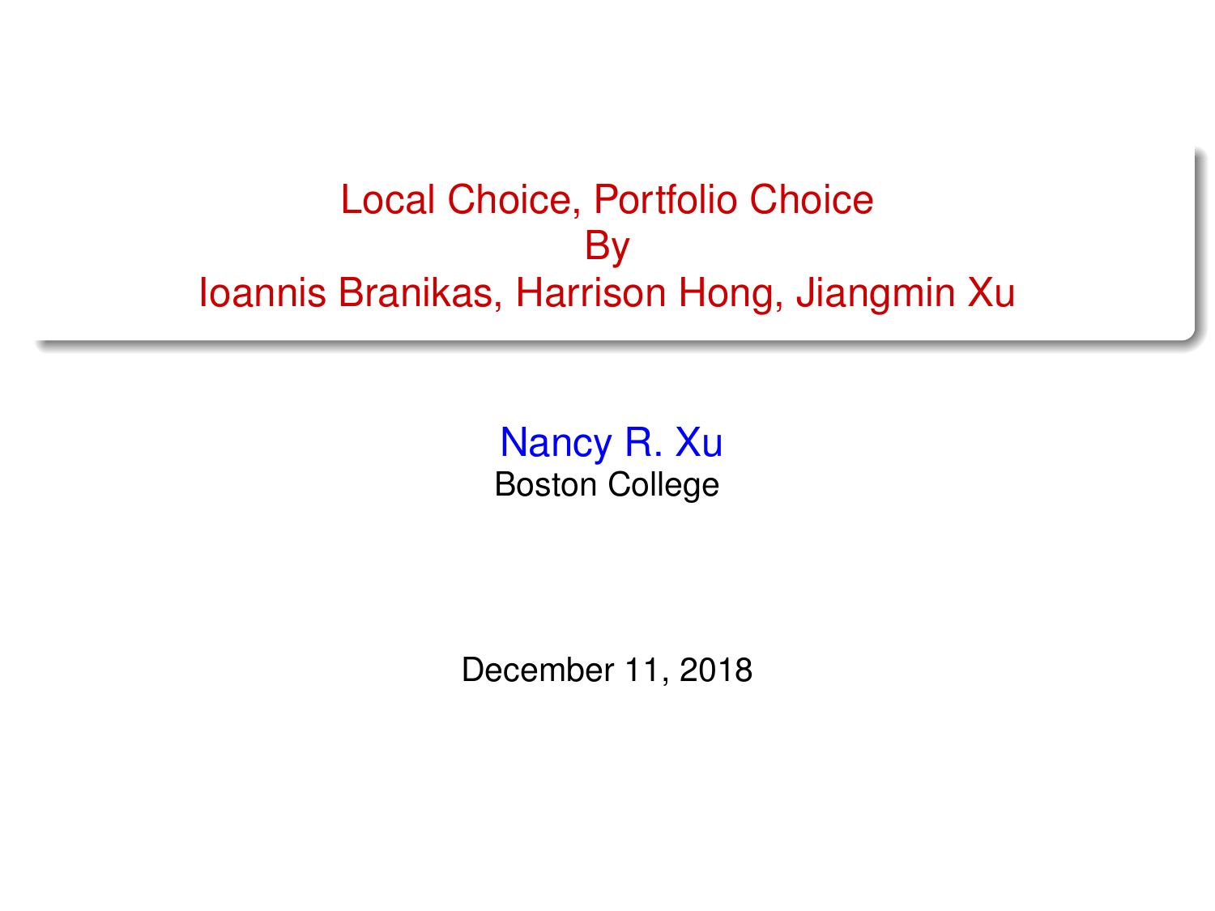# Local Choice, Portfolio Choice
By
Ioannis Branikas, Harrison Hong, Jiangmin Xu

Nancy R. Xu
Boston College

December 11, 2018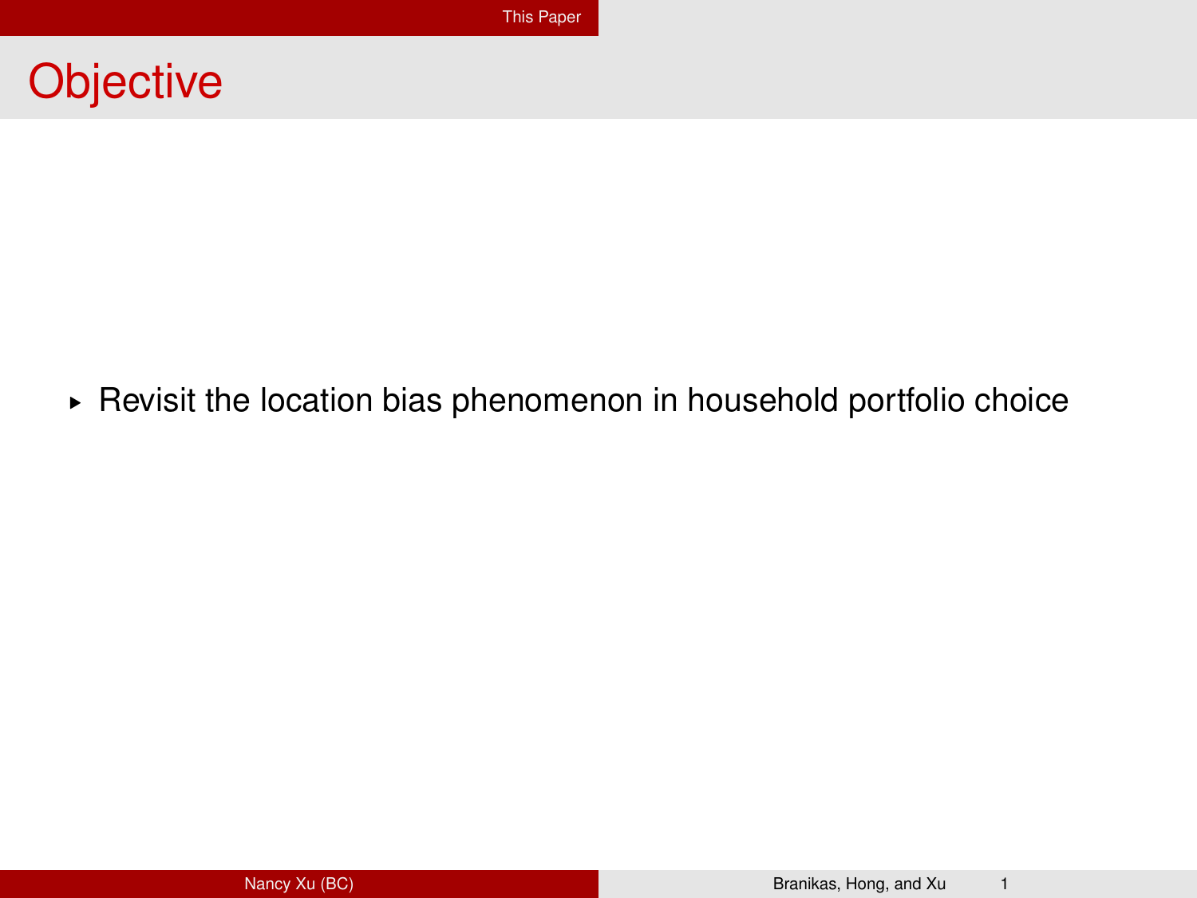# Objective

- Revisit the location bias phenomenon in household portfolio choice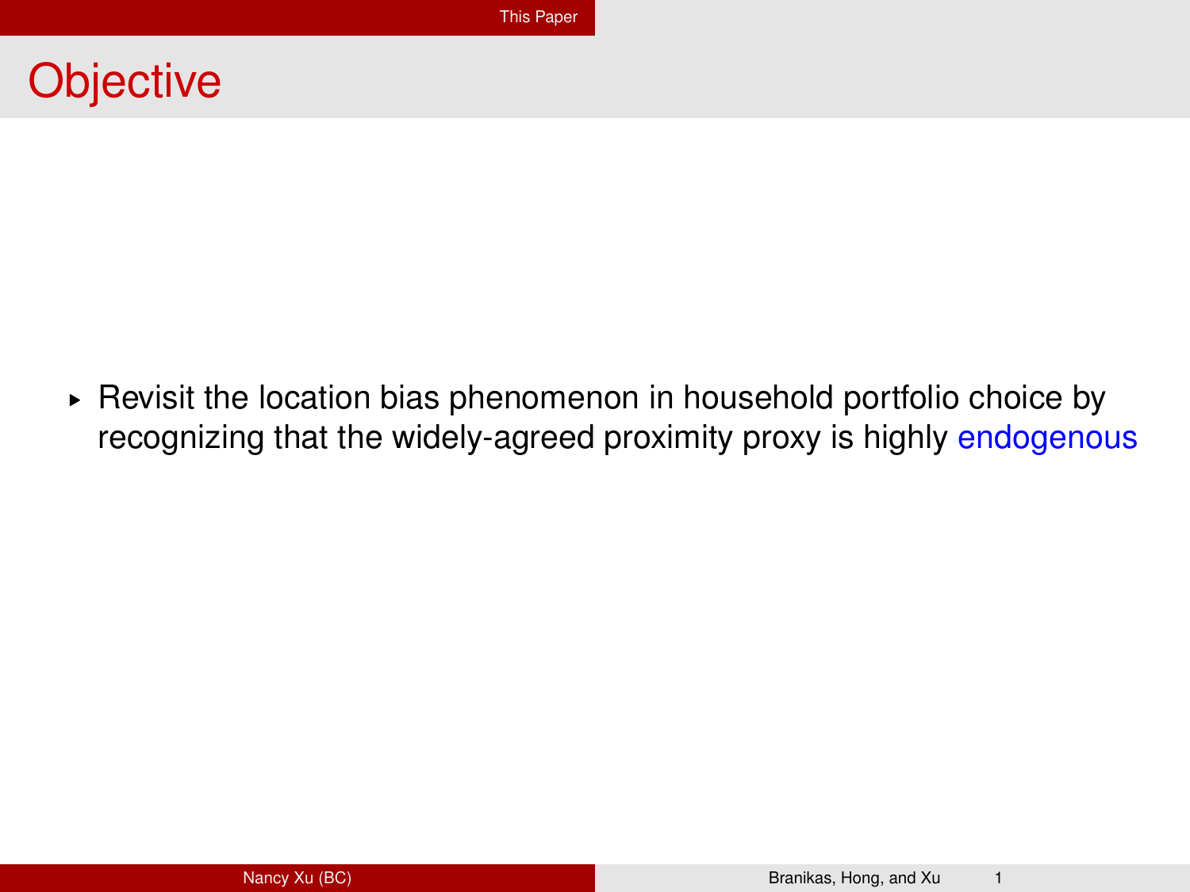# Objective

- Revisit the location bias phenomenon in household portfolio choice by recognizing that the widely-agreed proximity proxy is highly endogenous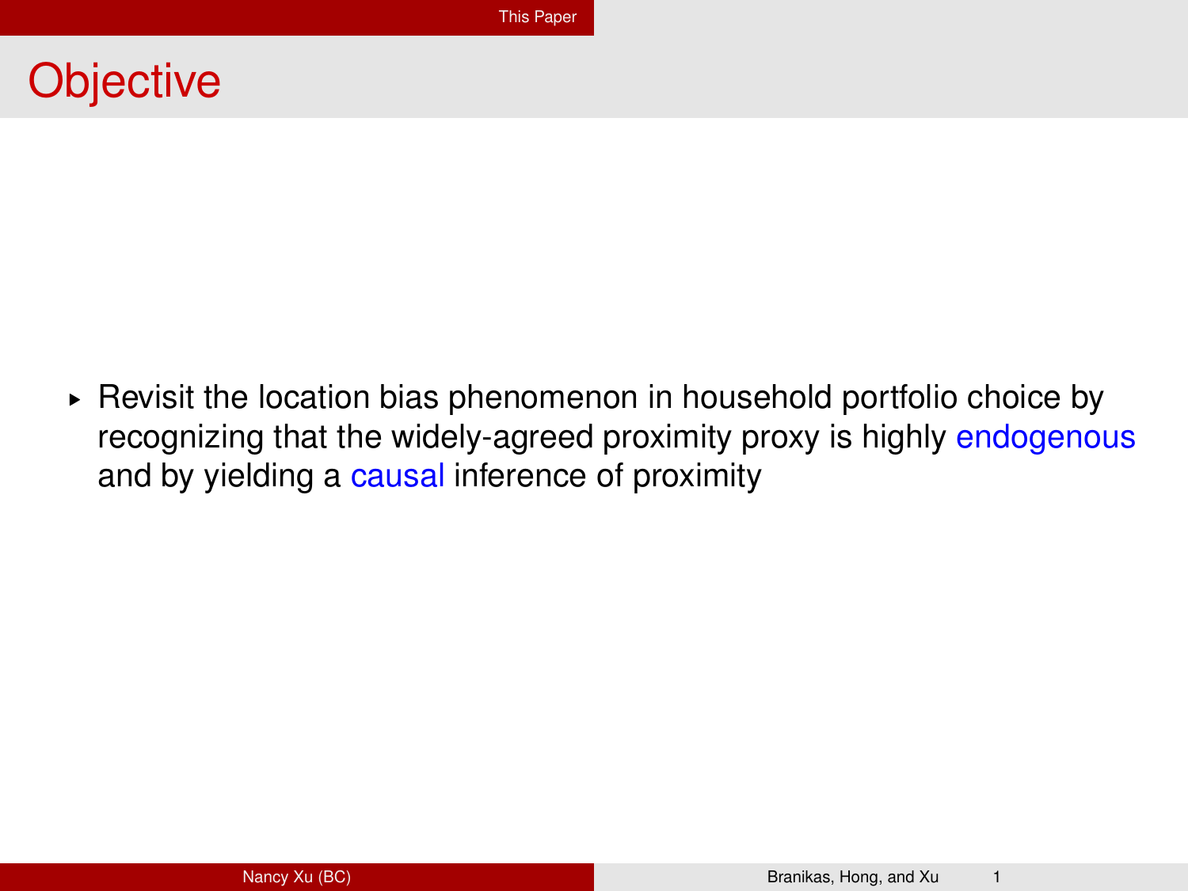# Objective

- Revisit the location bias phenomenon in household portfolio choice by recognizing that the widely-agreed proximity proxy is highly endogenous and by yielding a causal inference of proximity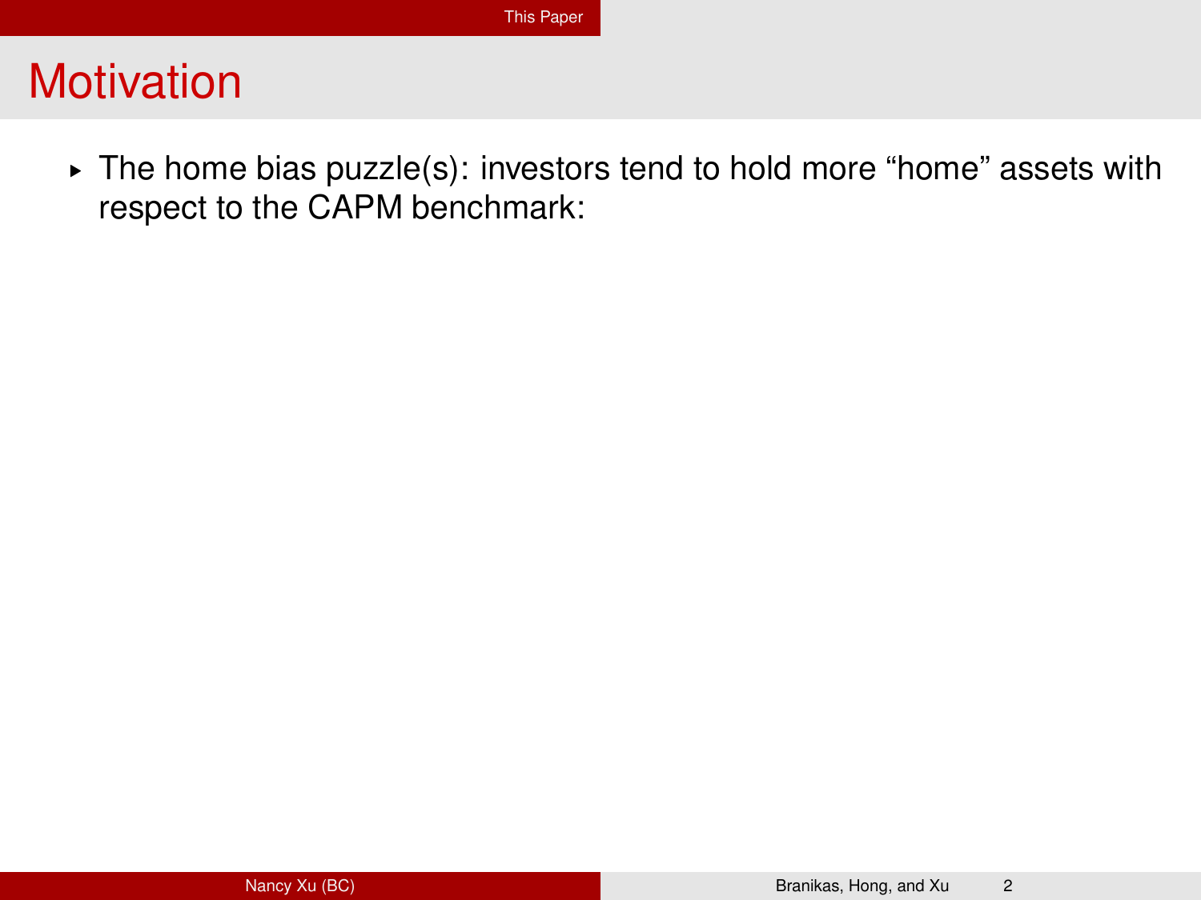# Motivation

- The home bias puzzle(s): investors tend to hold more “home” assets with respect to the CAPM benchmark: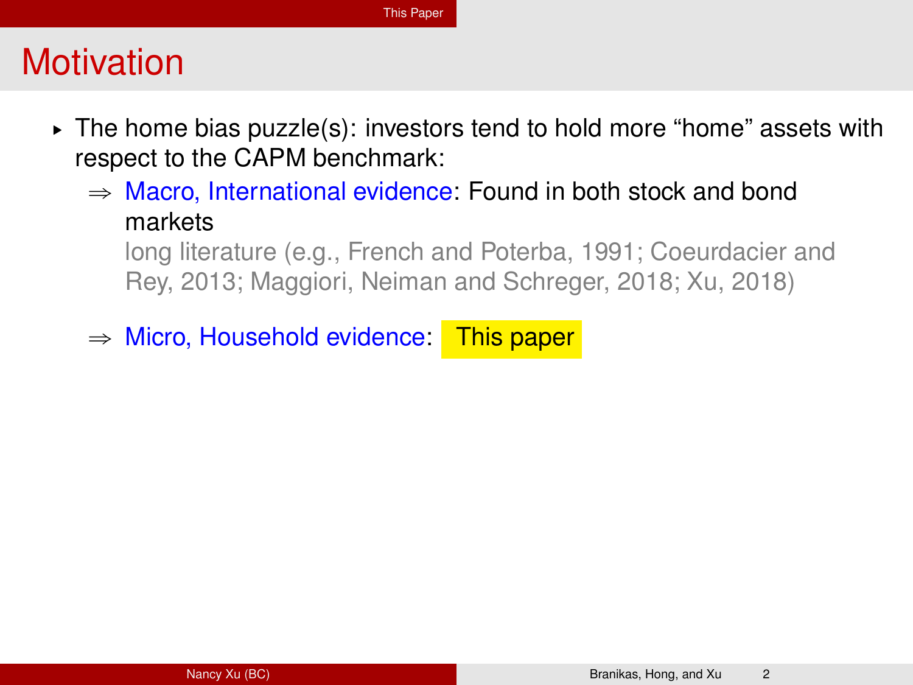# Motivation

- The home bias puzzle(s): investors tend to hold more “home” assets with respect to the CAPM benchmark:
  - ⇒ Macro, International evidence: Found in both stock and bond markets
    long literature (e.g., French and Poterba, 1991; Coeurdacier and Rey, 2013; Maggiori, Neiman and Schreger, 2018; Xu, 2018)
  - ⇒ Micro, Household evidence: This paper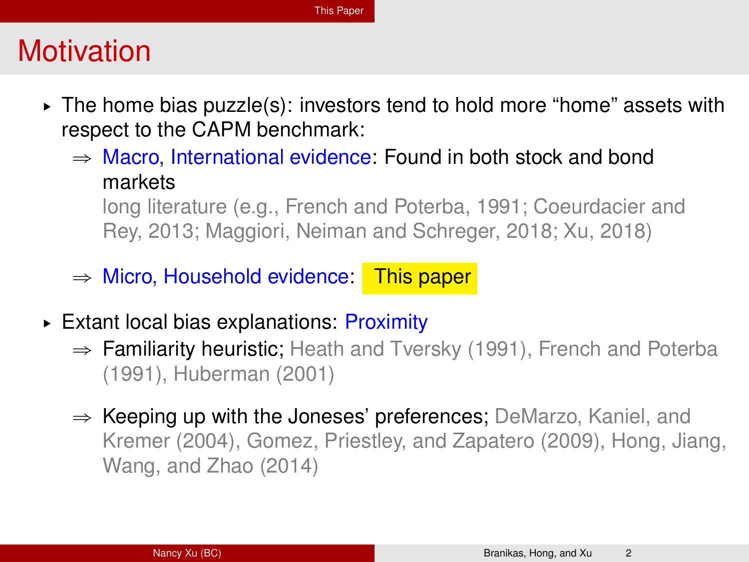# Motivation

- The home bias puzzle(s): investors tend to hold more "home" assets with respect to the CAPM benchmark:
  - ⇒ Macro, International evidence: Found in both stock and bond markets
    long literature (e.g., French and Poterba, 1991; Coeurdacier and Rey, 2013; Maggiori, Neiman and Schreger, 2018; Xu, 2018)
  - ⇒ Micro, Household evidence: **This paper**
- Extant local bias explanations: Proximity
  - ⇒ Familiarity heuristic; Heath and Tversky (1991), French and Poterba (1991), Huberman (2001)
  - ⇒ Keeping up with the Joneses' preferences; DeMarzo, Kaniel, and Kremer (2004), Gomez, Priestley, and Zapatero (2009), Hong, Jiang, Wang, and Zhao (2014)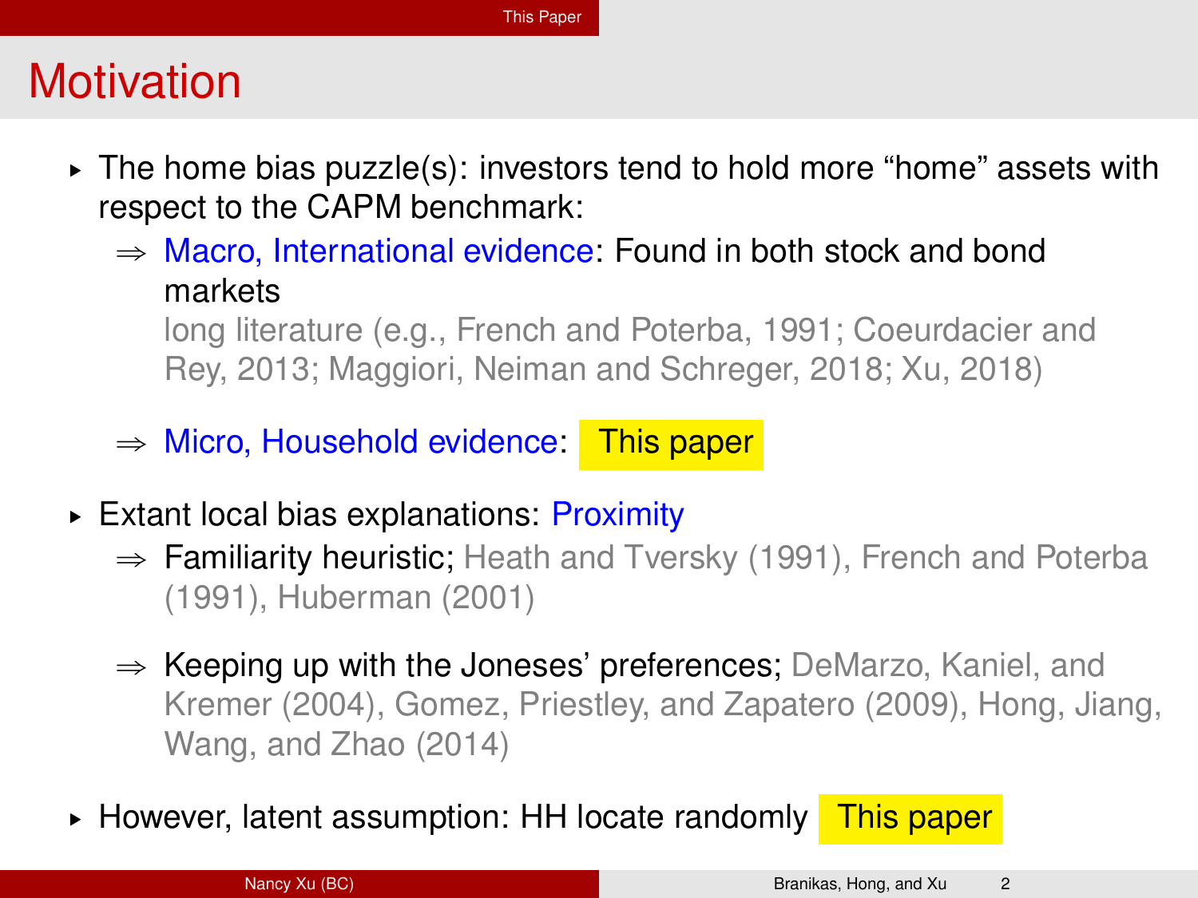# Motivation

- The home bias puzzle(s): investors tend to hold more "home" assets with respect to the CAPM benchmark:
  - ⇒ Macro, International evidence: Found in both stock and bond markets
    long literature (e.g., French and Poterba, 1991; Coeurdacier and Rey, 2013; Maggiori, Neiman and Schreger, 2018; Xu, 2018)
  - ⇒ Micro, Household evidence: **This paper**
- Extant local bias explanations: Proximity
  - ⇒ Familiarity heuristic; Heath and Tversky (1991), French and Poterba (1991), Huberman (2001)
  - ⇒ Keeping up with the Joneses' preferences; DeMarzo, Kaniel, and Kremer (2004), Gomez, Priestley, and Zapatero (2009), Hong, Jiang, Wang, and Zhao (2014)
- However, latent assumption: HH locate randomly **This paper**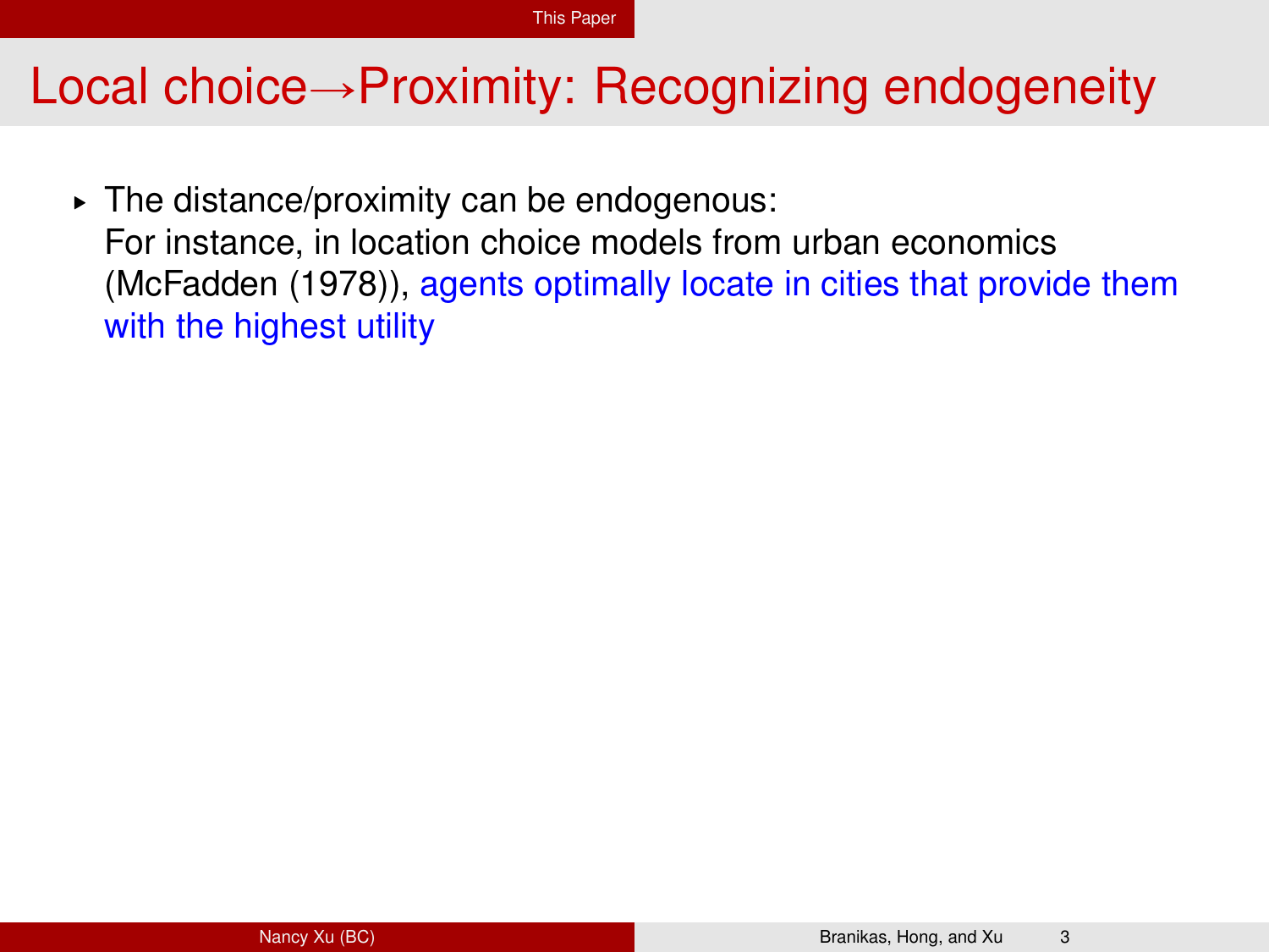# Local choice→Proximity: Recognizing endogeneity

- The distance/proximity can be endogenous:
  For instance, in location choice models from urban economics (McFadden (1978)), agents optimally locate in cities that provide them with the highest utility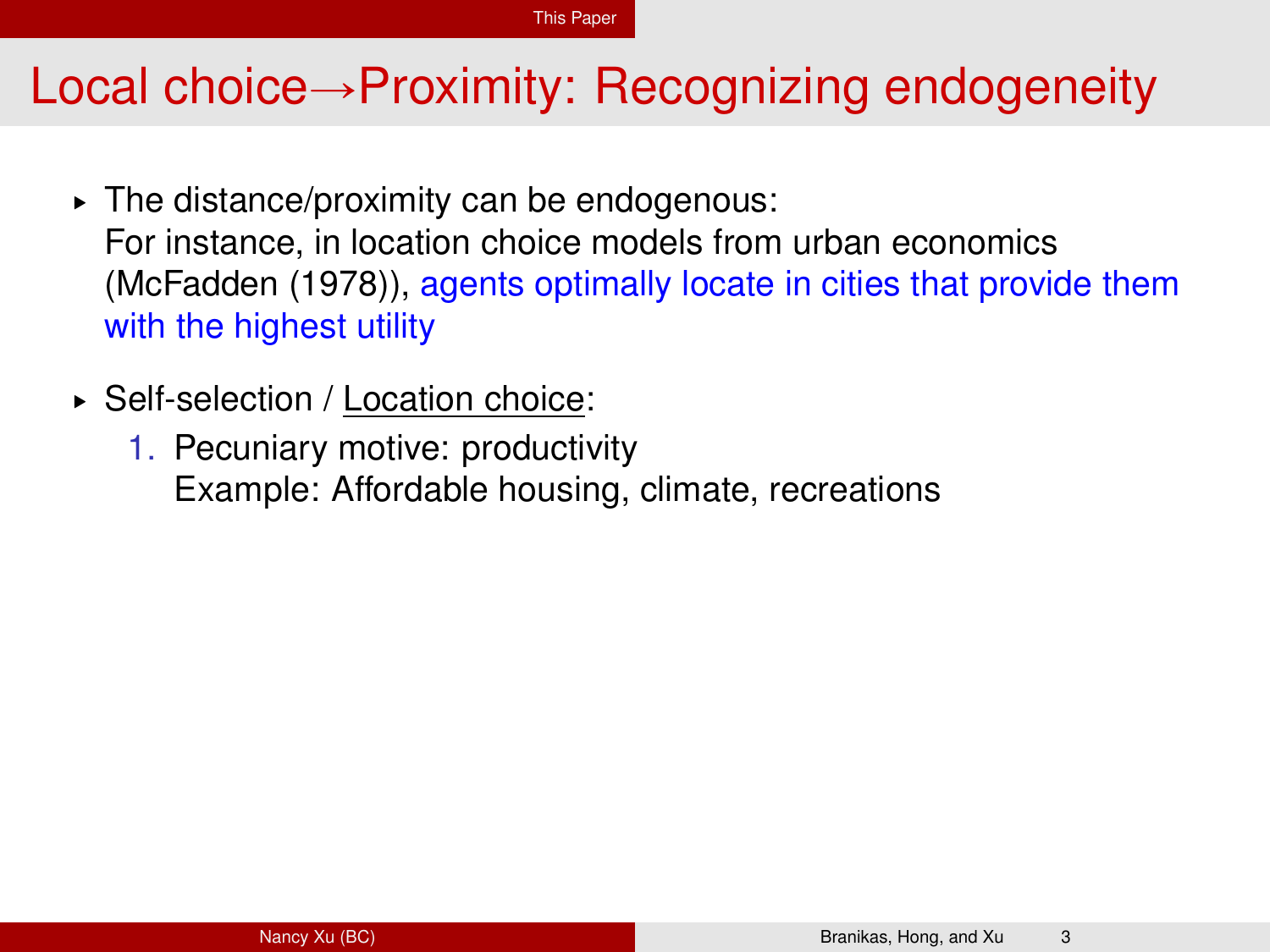# Local choice→Proximity: Recognizing endogeneity

- The distance/proximity can be endogenous:
  For instance, in location choice models from urban economics (McFadden (1978)), agents optimally locate in cities that provide them with the highest utility
- Self-selection / Location choice:
  1. Pecuniary motive: productivity
     Example: Affordable housing, climate, recreations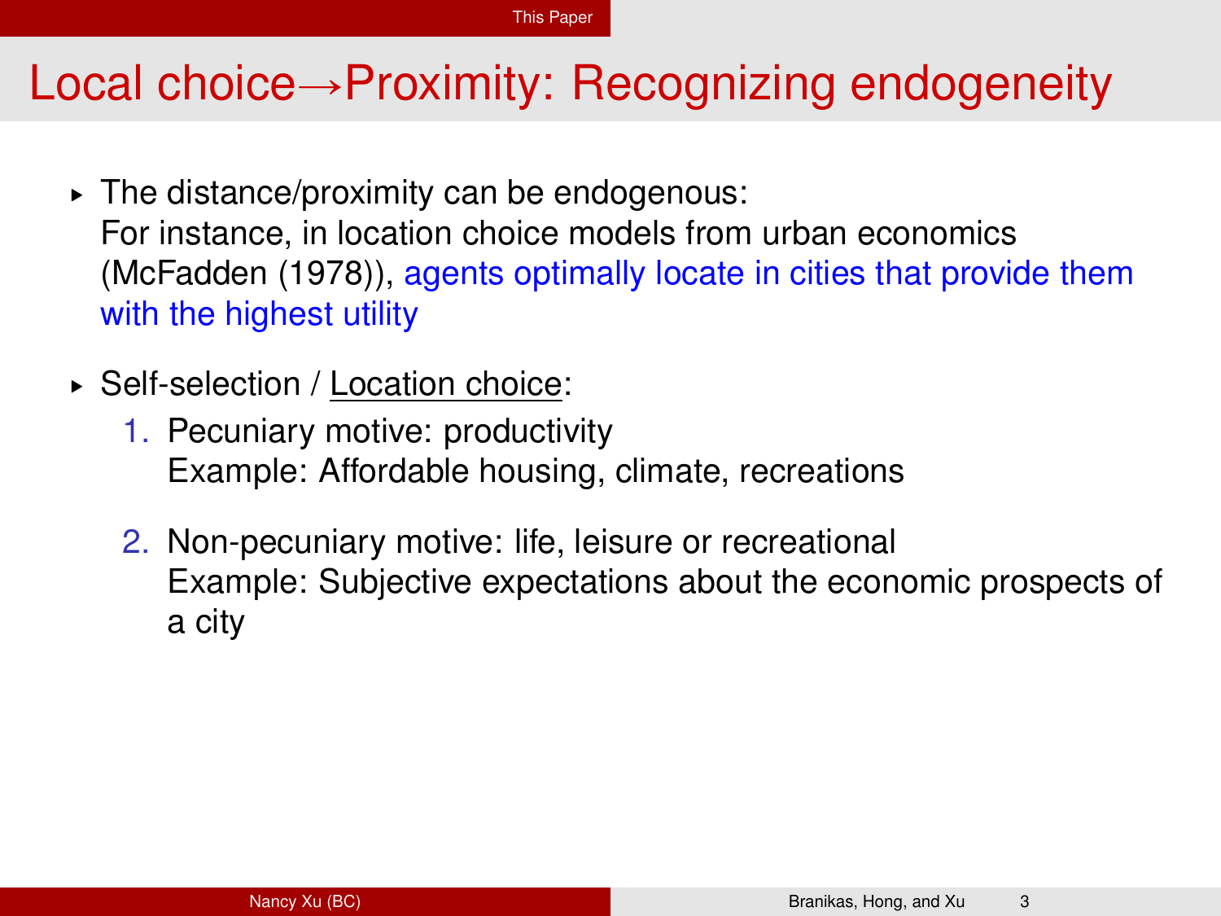# Local choice→Proximity: Recognizing endogeneity

- The distance/proximity can be endogenous:
  For instance, in location choice models from urban economics (McFadden (1978)), agents optimally locate in cities that provide them with the highest utility

- Self-selection / Location choice:
  1. Pecuniary motive: productivity
     Example: Affordable housing, climate, recreations
  2. Non-pecuniary motive: life, leisure or recreational
     Example: Subjective expectations about the economic prospects of a city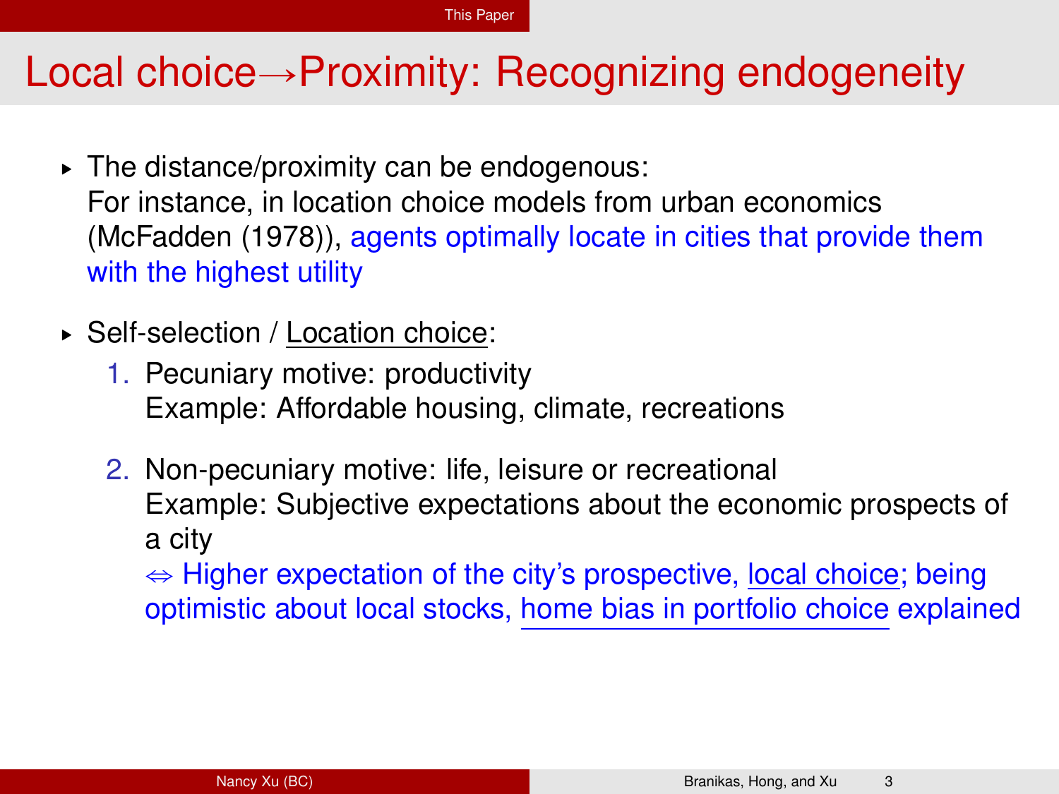# Local choice→Proximity: Recognizing endogeneity

- The distance/proximity can be endogenous:
  For instance, in location choice models from urban economics (McFadden (1978)), agents optimally locate in cities that provide them with the highest utility
- Self-selection / Location choice:
  1. Pecuniary motive: productivity
     Example: Affordable housing, climate, recreations
  2. Non-pecuniary motive: life, leisure or recreational
     Example: Subjective expectations about the economic prospects of a city
     ⇔ Higher expectation of the city's prospective, local choice; being optimistic about local stocks, home bias in portfolio choice explained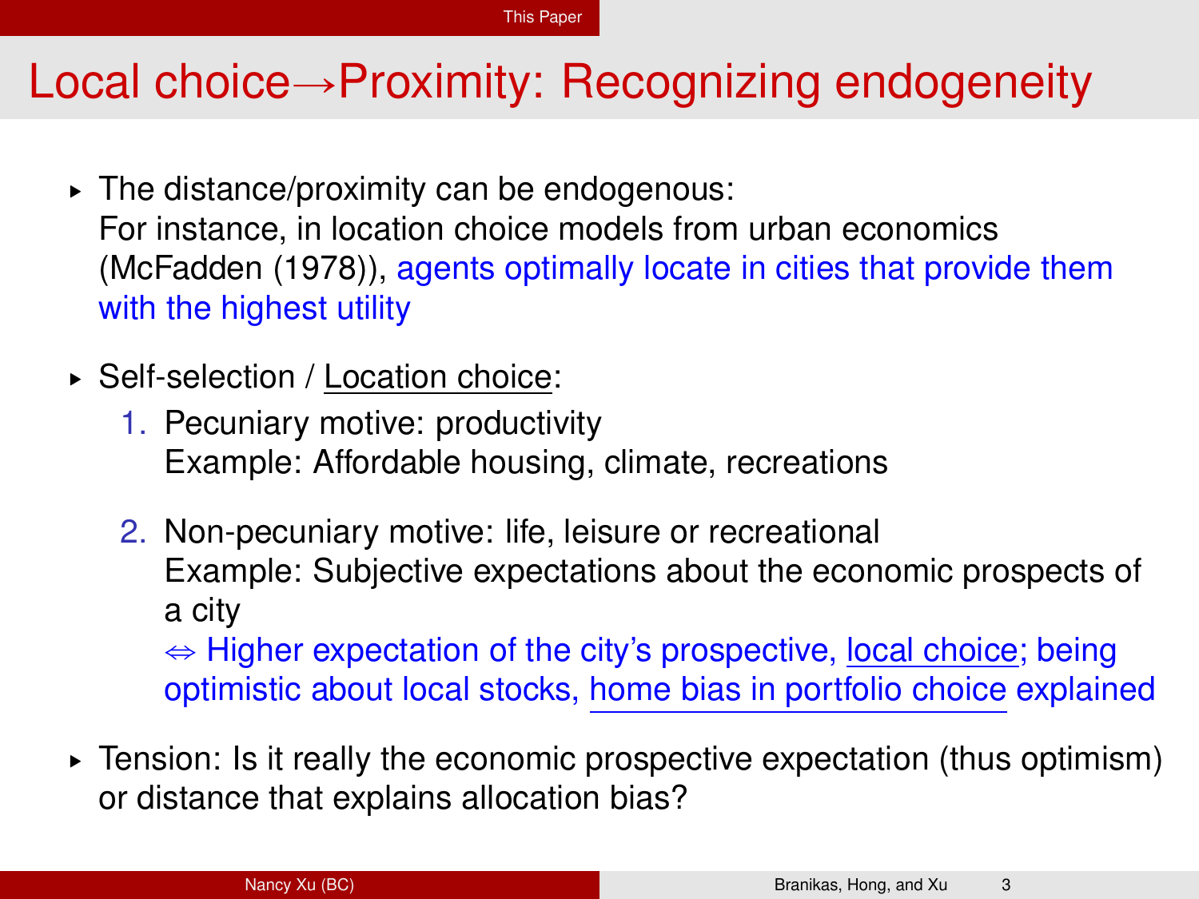# Local choice→Proximity: Recognizing endogeneity

- The distance/proximity can be endogenous:
  For instance, in location choice models from urban economics (McFadden (1978)), agents optimally locate in cities that provide them with the highest utility
- Self-selection / Location choice:
  1. Pecuniary motive: productivity
     Example: Affordable housing, climate, recreations
  2. Non-pecuniary motive: life, leisure or recreational
     Example: Subjective expectations about the economic prospects of a city
     $\Leftrightarrow$ Higher expectation of the city's prospective, local choice; being optimistic about local stocks, home bias in portfolio choice explained
- Tension: Is it really the economic prospective expectation (thus optimism) or distance that explains allocation bias?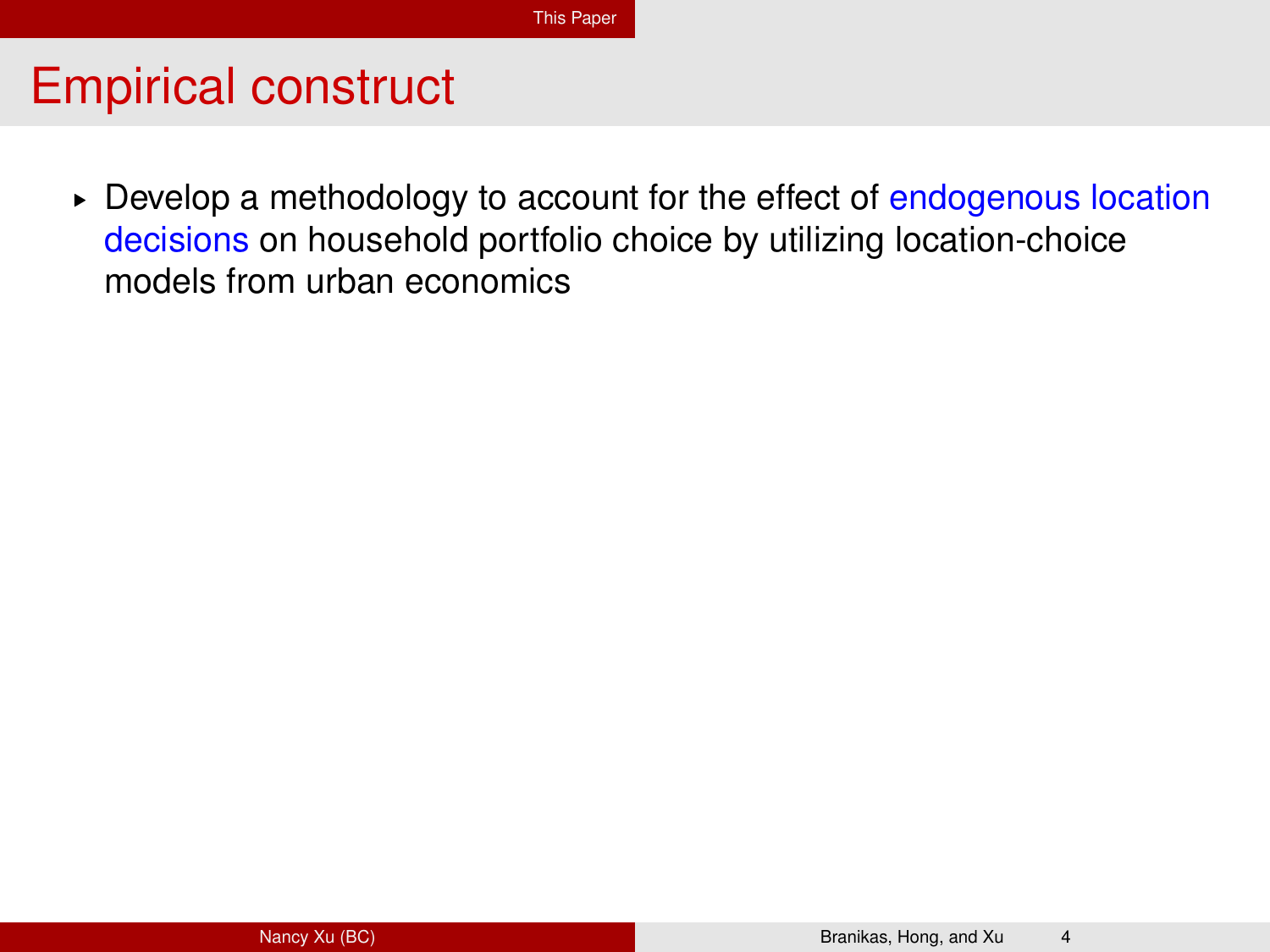# Empirical construct

- Develop a methodology to account for the effect of endogenous location decisions on household portfolio choice by utilizing location-choice models from urban economics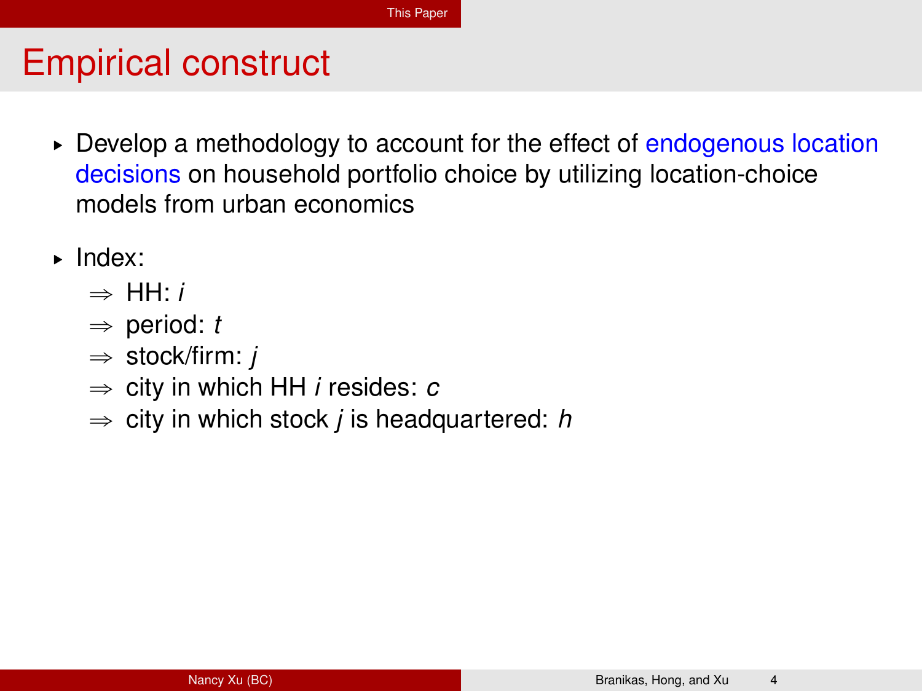# Empirical construct

- Develop a methodology to account for the effect of endogenous location decisions on household portfolio choice by utilizing location-choice models from urban economics
- Index:
  - ⇒ HH: $i$
  - ⇒ period: $t$
  - ⇒ stock/firm: $j$
  - ⇒ city in which HH $i$ resides: $c$
  - ⇒ city in which stock $j$ is headquartered: $h$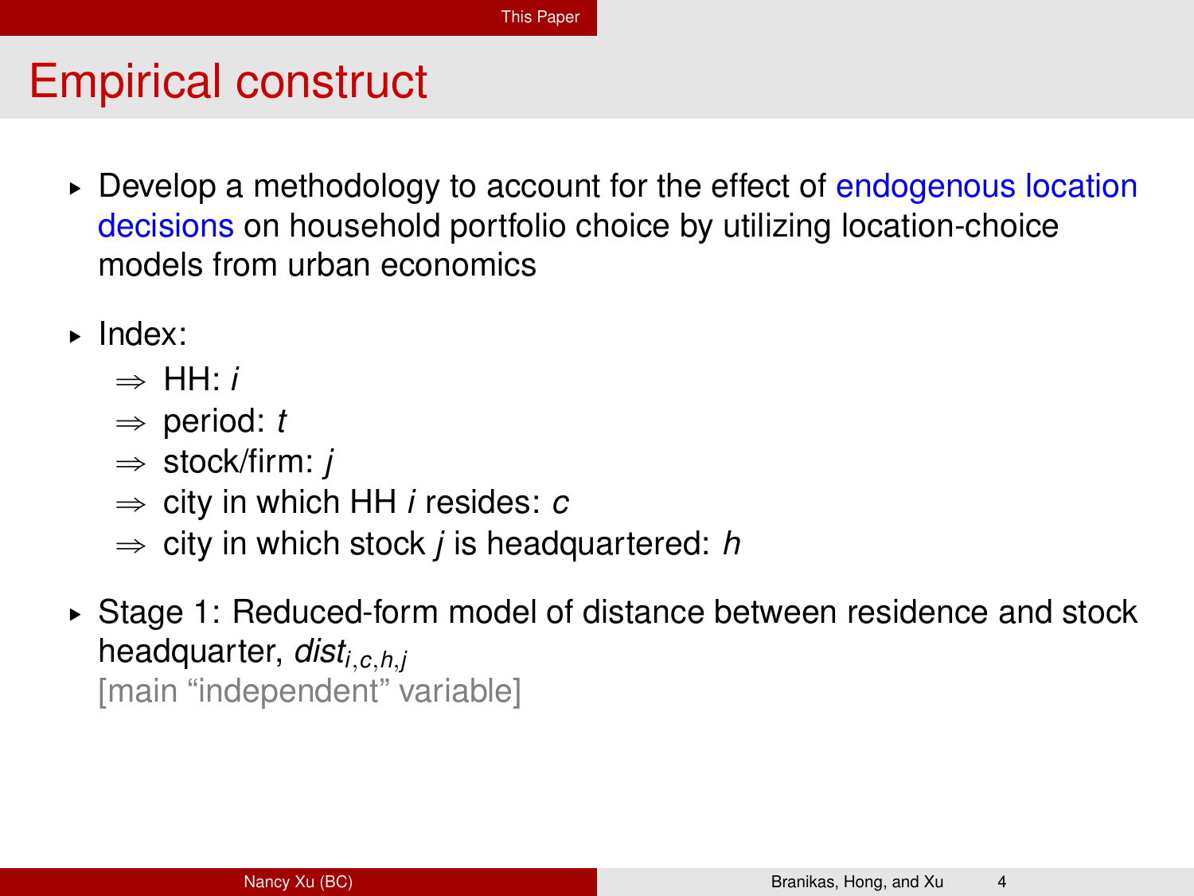# Empirical construct

- Develop a methodology to account for the effect of endogenous location decisions on household portfolio choice by utilizing location-choice models from urban economics
- Index:
  - ⇒ HH: $i$
  - ⇒ period: $t$
  - ⇒ stock/firm: $j$
  - ⇒ city in which HH $i$ resides: $c$
  - ⇒ city in which stock $j$ is headquartered: $h$
- Stage 1: Reduced-form model of distance between residence and stock headquarter, $dist_{i,c,h,j}$
  [main "independent" variable]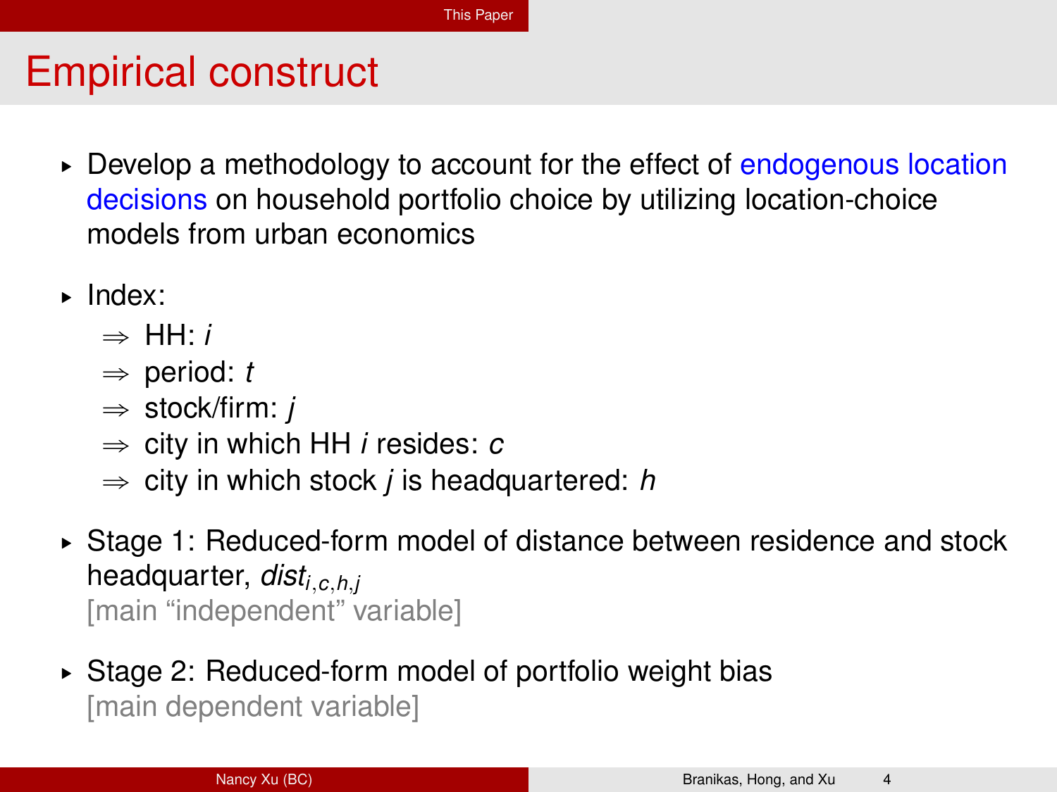# Empirical construct

- Develop a methodology to account for the effect of endogenous location decisions on household portfolio choice by utilizing location-choice models from urban economics
- Index:
  - ⇒ HH: $i$
  - ⇒ period: $t$
  - ⇒ stock/firm: $j$
  - ⇒ city in which HH $i$ resides: $c$
  - ⇒ city in which stock $j$ is headquartered: $h$
- Stage 1: Reduced-form model of distance between residence and stock headquarter, $dist_{i,c,h,j}$
  [main "independent" variable]
- Stage 2: Reduced-form model of portfolio weight bias
  [main dependent variable]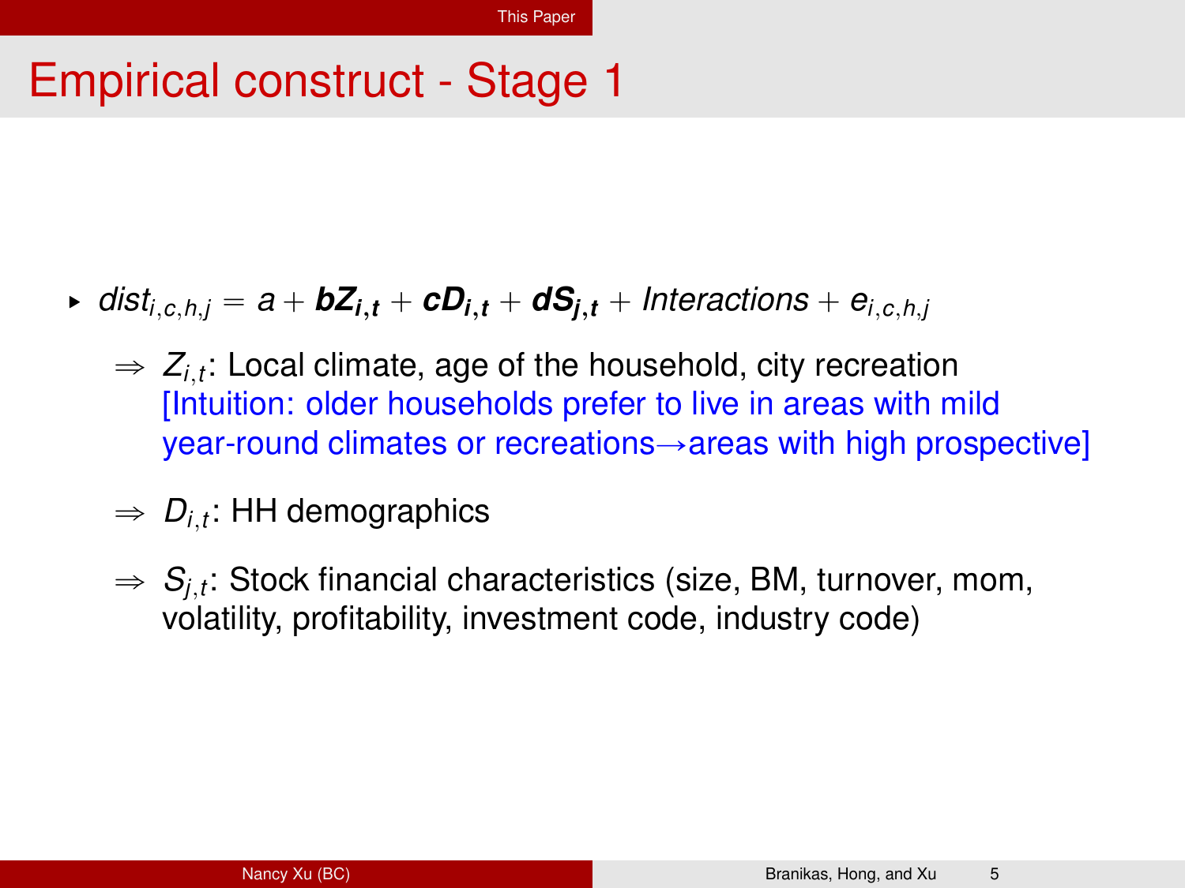# Empirical construct - Stage 1

- $dist_{i,c,h,j} = a + \boldsymbol{bZ_{i,t}} + \boldsymbol{cD_{i,t}} + \boldsymbol{dS_{j,t}} + Interactions + e_{i,c,h,j}$

  ⇒ $Z_{i,t}$: Local climate, age of the household, city recreation
  [Intuition: older households prefer to live in areas with mild year-round climates or recreations→areas with high prospective]

  ⇒ $D_{i,t}$: HH demographics

  ⇒ $S_{j,t}$: Stock financial characteristics (size, BM, turnover, mom, volatility, profitability, investment code, industry code)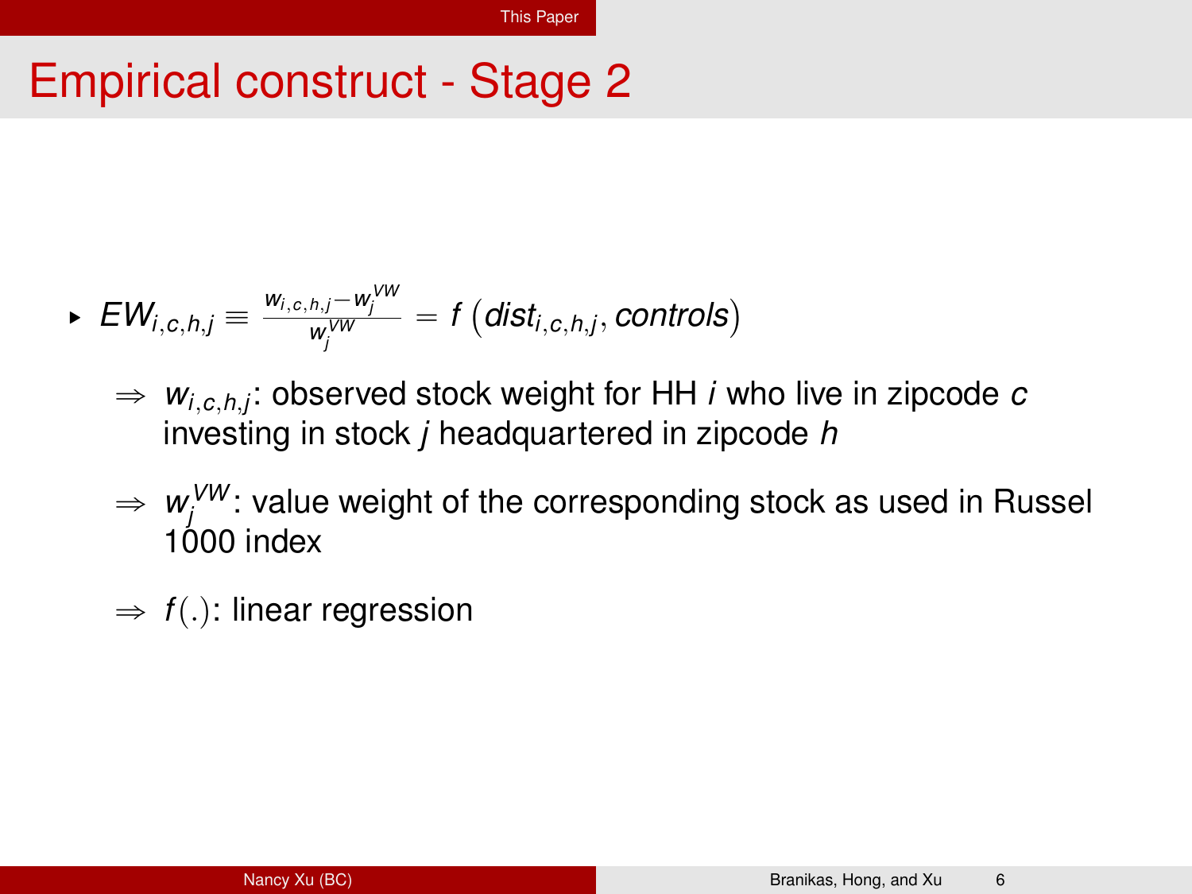# Empirical construct - Stage 2

- $EW_{i,c,h,j} \equiv \frac{w_{i,c,h,j} - w_j^{VW}}{w_j^{VW}} = f\left(dist_{i,c,h,j}, controls\right)$
  - $\Rightarrow$ $w_{i,c,h,j}$: observed stock weight for HH $i$ who live in zipcode $c$ investing in stock $j$ headquartered in zipcode $h$
  - $\Rightarrow$ $w_j^{VW}$: value weight of the corresponding stock as used in Russel 1000 index
  - $\Rightarrow$ $f(.)$: linear regression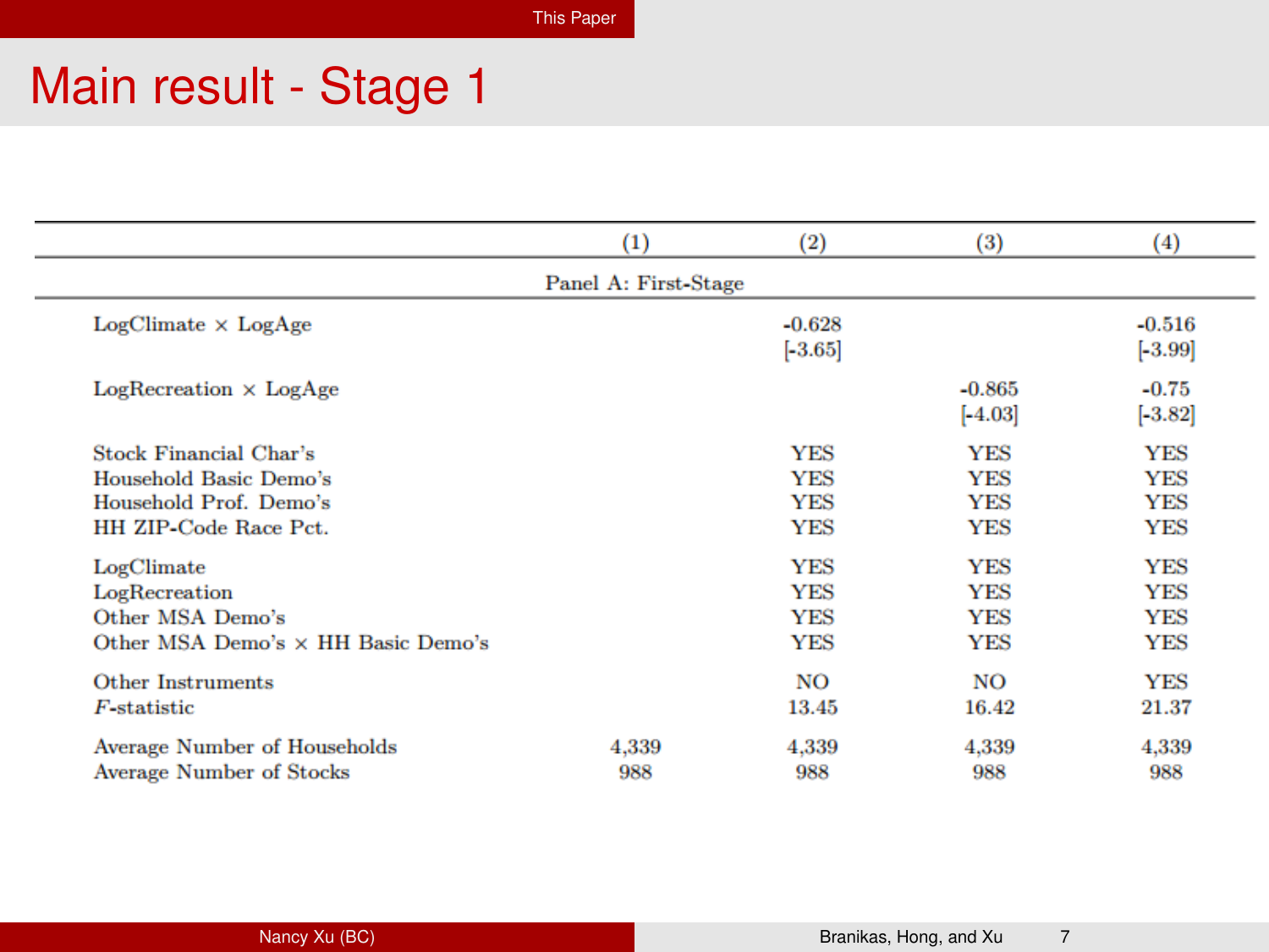# Main result - Stage 1

| | (1) | (2) | (3) | (4) |
|---|---|---|---|---|
| Panel A: First-Stage | | | | |
| LogClimate × LogAge | | -0.628 | | -0.516 |
| | | [-3.65] | | [-3.99] |
| LogRecreation × LogAge | | | -0.865 | -0.75 |
| | | | [-4.03] | [-3.82] |
| Stock Financial Char's | | YES | YES | YES |
| Household Basic Demo's | | YES | YES | YES |
| Household Prof. Demo's | | YES | YES | YES |
| HH ZIP-Code Race Pct. | | YES | YES | YES |
| LogClimate | | YES | YES | YES |
| LogRecreation | | YES | YES | YES |
| Other MSA Demo's | | YES | YES | YES |
| Other MSA Demo's × HH Basic Demo's | | YES | YES | YES |
| Other Instruments | | NO | NO | YES |
| *F*-statistic | | 13.45 | 16.42 | 21.37 |
| Average Number of Households | 4,339 | 4,339 | 4,339 | 4,339 |
| Average Number of Stocks | 988 | 988 | 988 | 988 |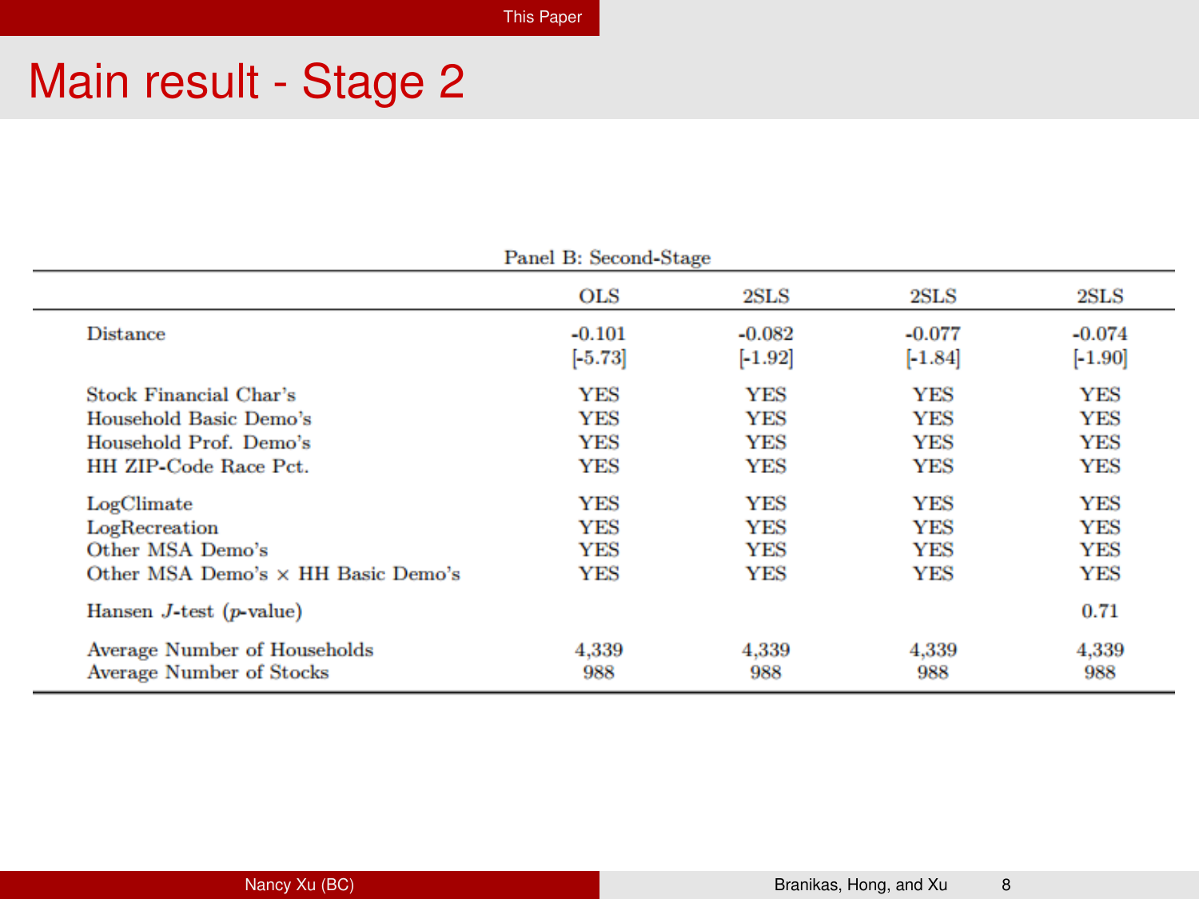# Main result - Stage 2

Panel B: Second-Stage

| | OLS | 2SLS | 2SLS | 2SLS |
|---|---|---|---|---|
| Distance | -0.101 | -0.082 | -0.077 | -0.074 |
| | [-5.73] | [-1.92] | [-1.84] | [-1.90] |
| Stock Financial Char's | YES | YES | YES | YES |
| Household Basic Demo's | YES | YES | YES | YES |
| Household Prof. Demo's | YES | YES | YES | YES |
| HH ZIP-Code Race Pct. | YES | YES | YES | YES |
| LogClimate | YES | YES | YES | YES |
| LogRecreation | YES | YES | YES | YES |
| Other MSA Demo's | YES | YES | YES | YES |
| Other MSA Demo's × HH Basic Demo's | YES | YES | YES | YES |
| Hansen $J$-test ($p$-value) | | | | 0.71 |
| Average Number of Households | 4,339 | 4,339 | 4,339 | 4,339 |
| Average Number of Stocks | 988 | 988 | 988 | 988 |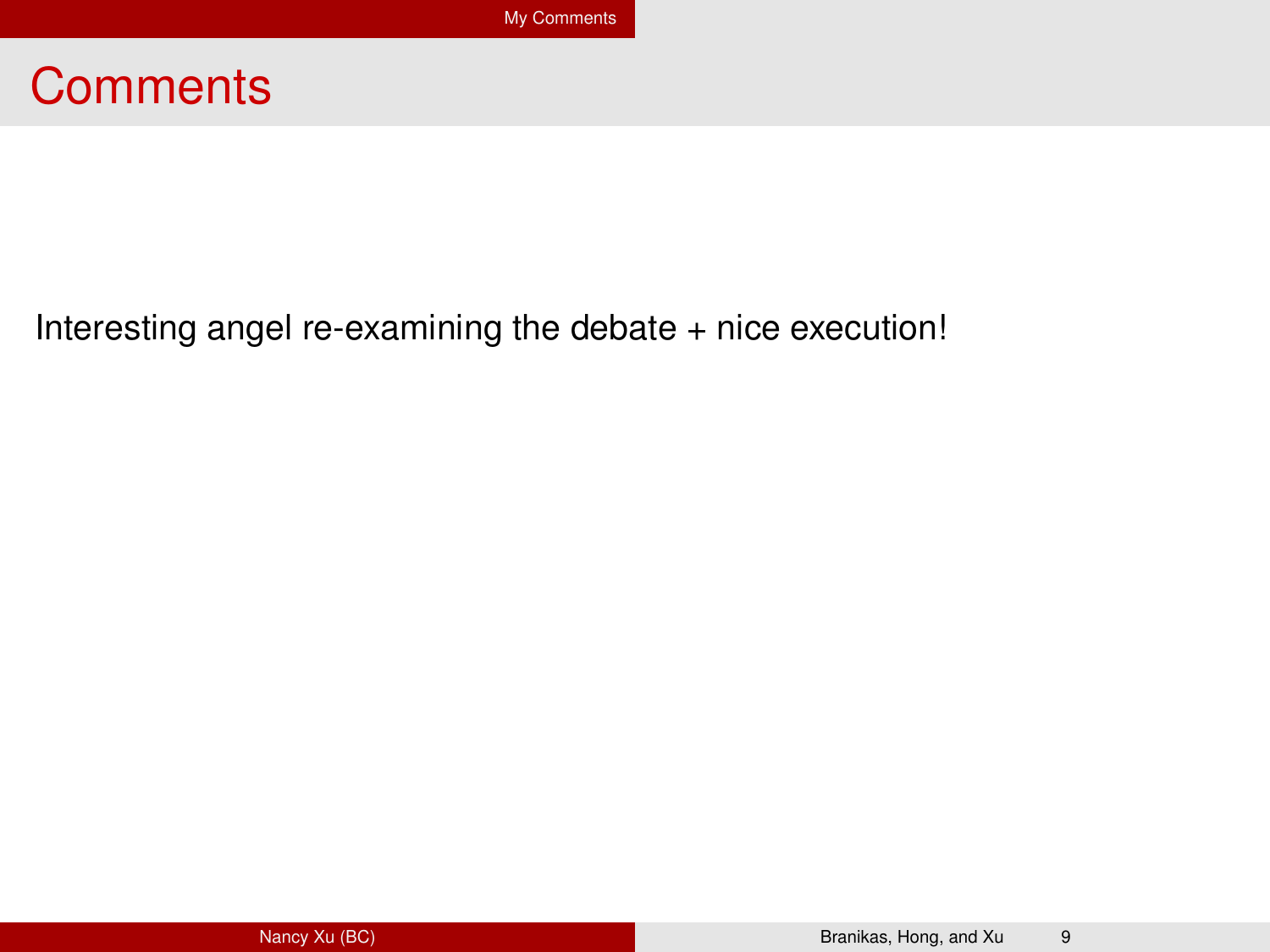# Comments

Interesting angel re-examining the debate + nice execution!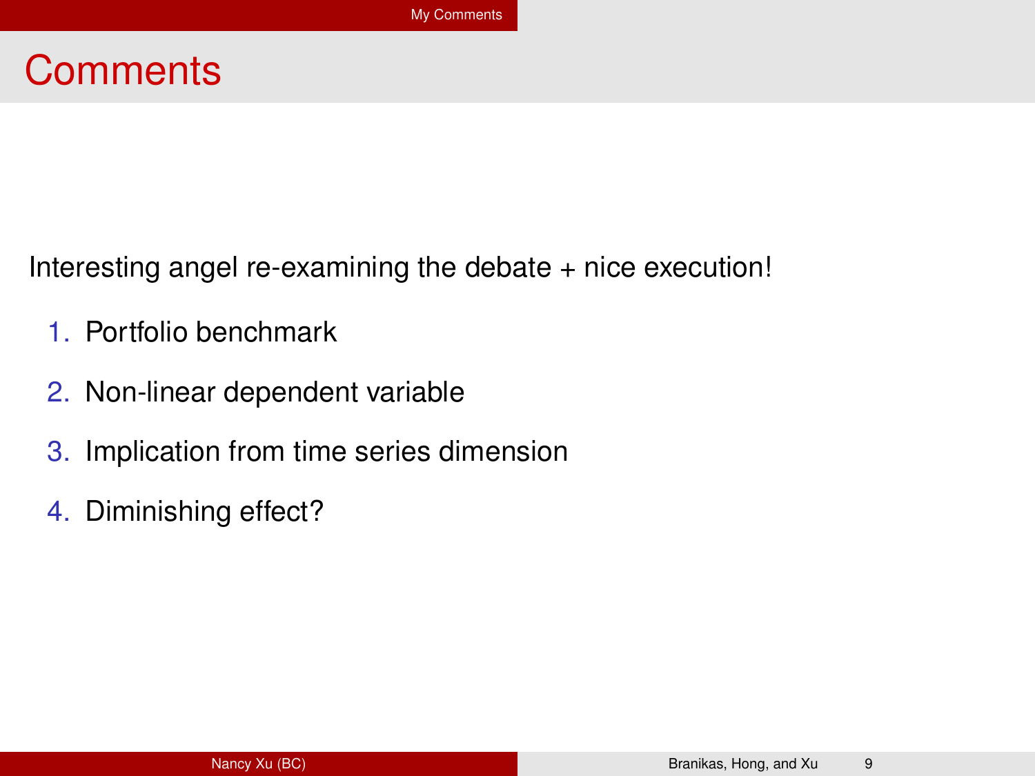# Comments

Interesting angel re-examining the debate + nice execution!

1. Portfolio benchmark
2. Non-linear dependent variable
3. Implication from time series dimension
4. Diminishing effect?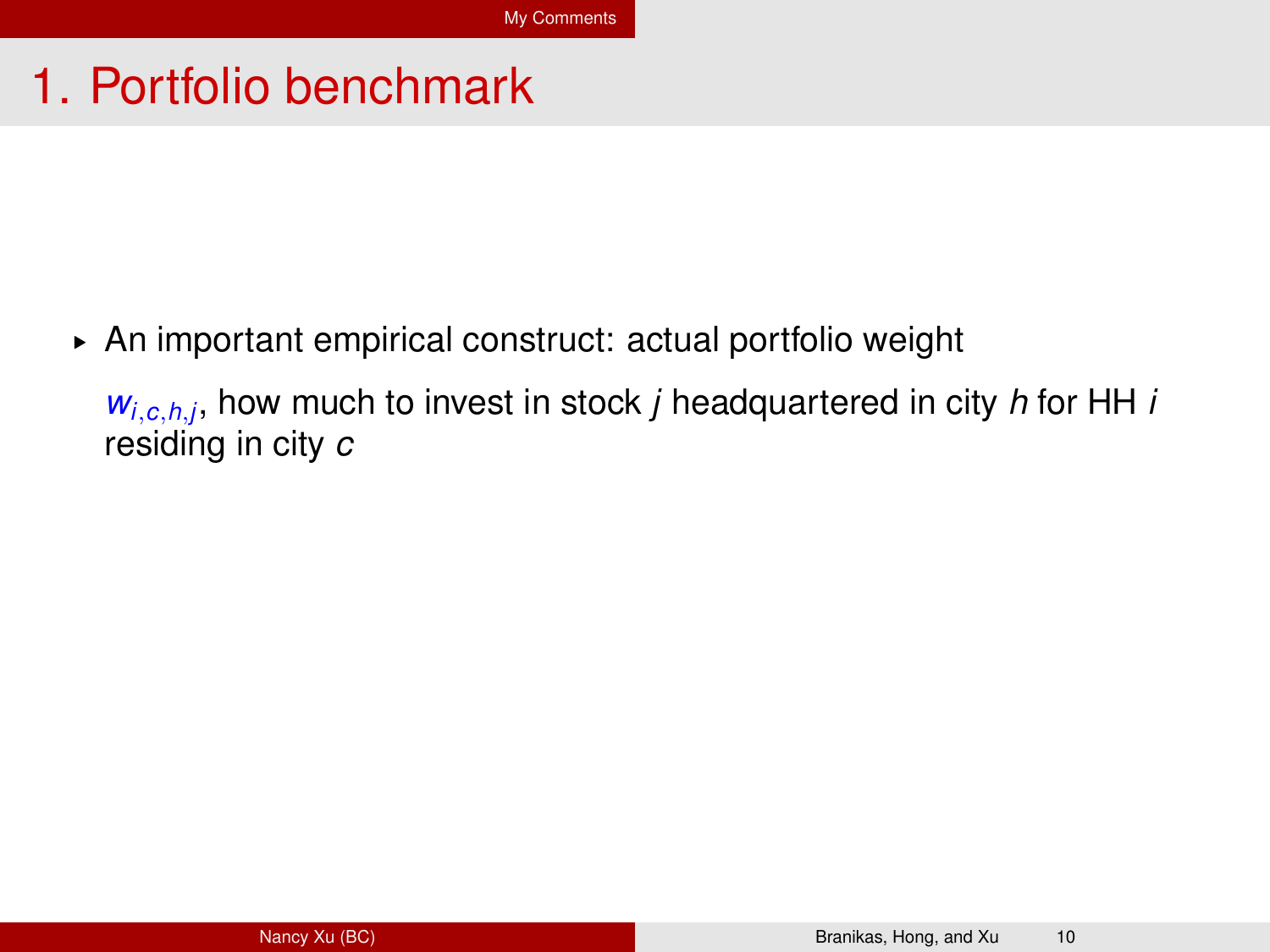# 1. Portfolio benchmark

- An important empirical construct: actual portfolio weight

  $w_{i,c,h,j}$, how much to invest in stock $j$ headquartered in city $h$ for HH $i$ residing in city $c$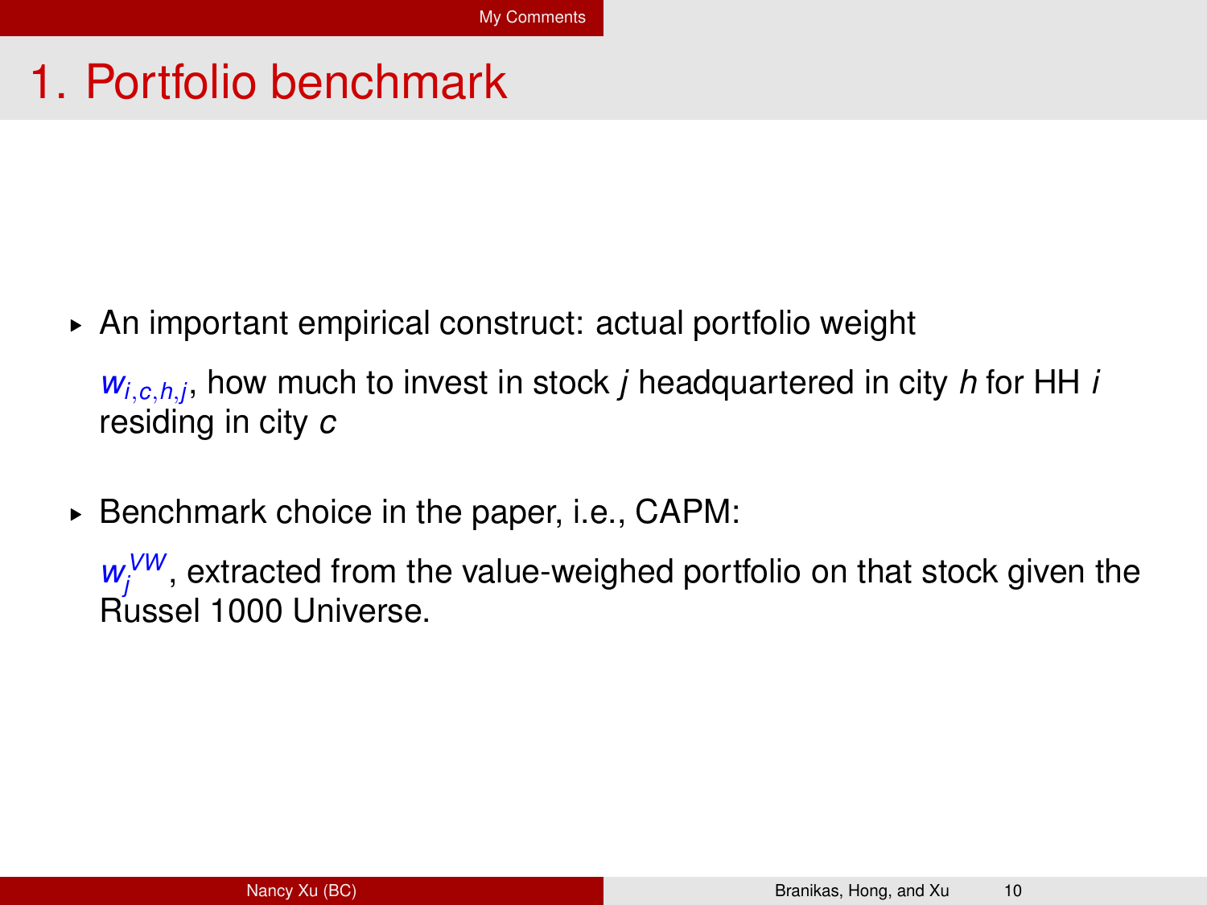# 1. Portfolio benchmark

- An important empirical construct: actual portfolio weight

  $w_{i,c,h,j}$, how much to invest in stock $j$ headquartered in city $h$ for HH $i$ residing in city $c$

- Benchmark choice in the paper, i.e., CAPM:

  $w_j^{VW}$, extracted from the value-weighed portfolio on that stock given the Russel 1000 Universe.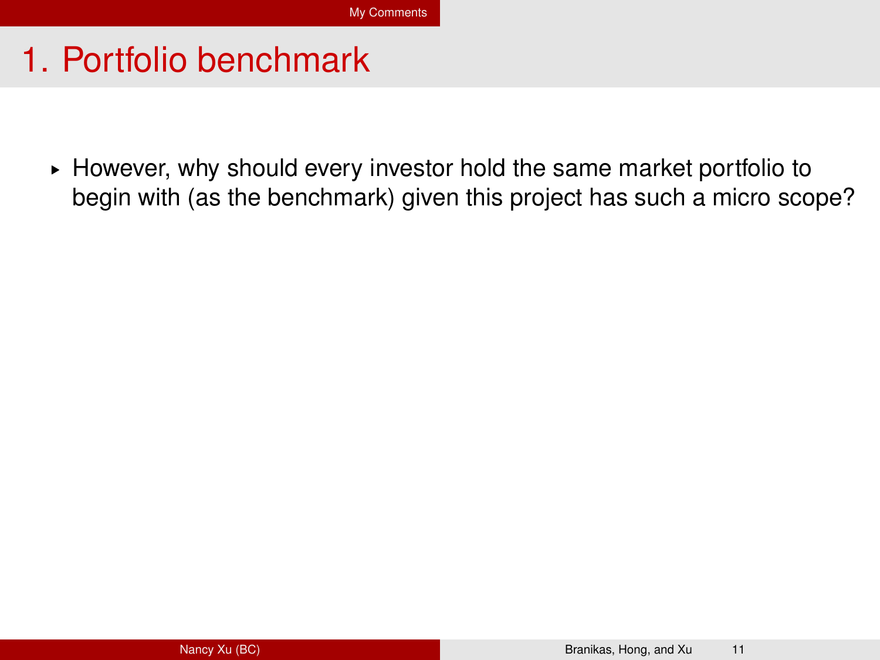# 1. Portfolio benchmark

- However, why should every investor hold the same market portfolio to begin with (as the benchmark) given this project has such a micro scope?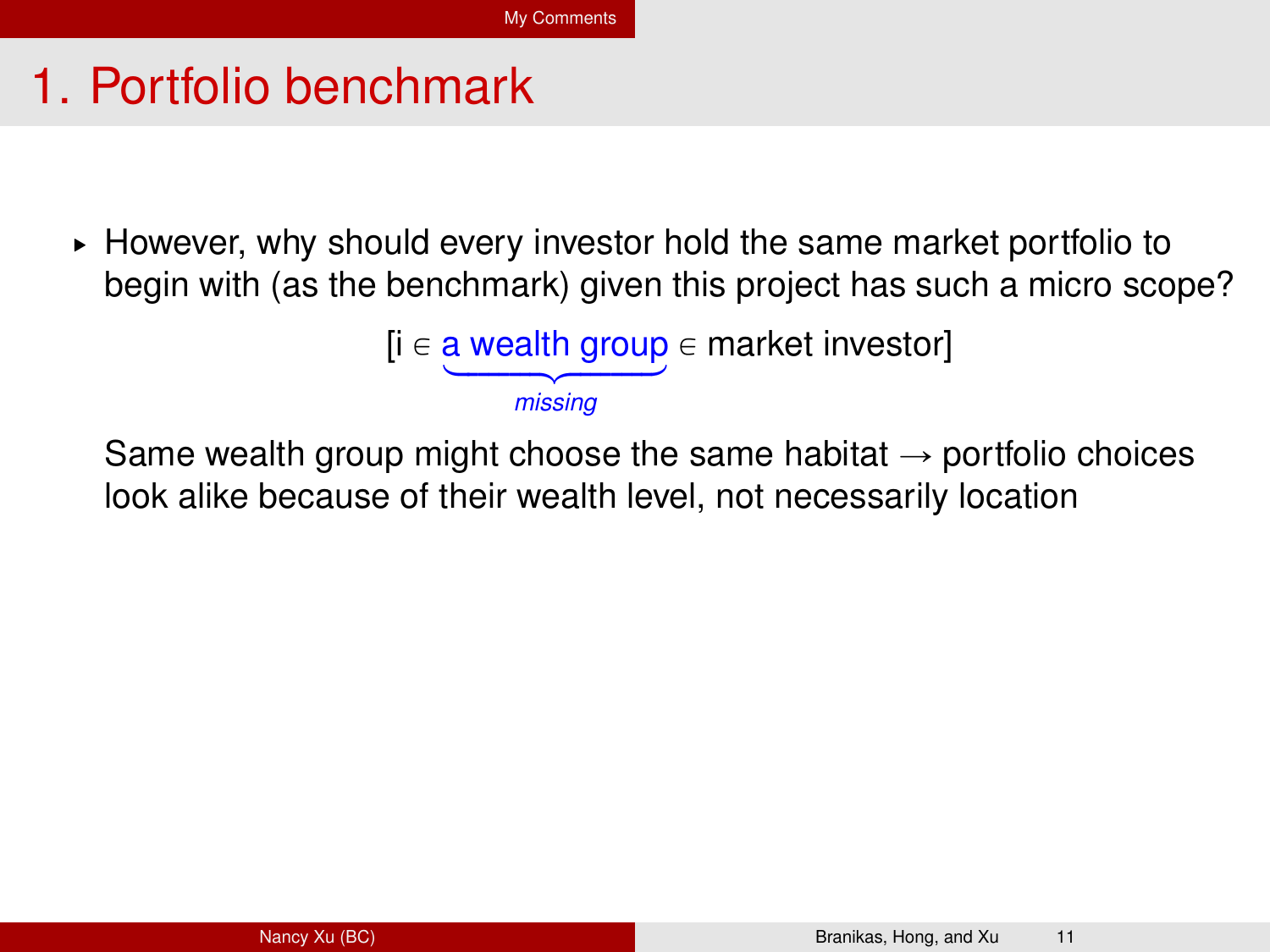# 1. Portfolio benchmark

- However, why should every investor hold the same market portfolio to begin with (as the benchmark) given this project has such a micro scope?

$$[\text{i} \in \underbrace{\text{a wealth group}}_{\textit{missing}} \in \text{market investor}]$$

  Same wealth group might choose the same habitat → portfolio choices look alike because of their wealth level, not necessarily location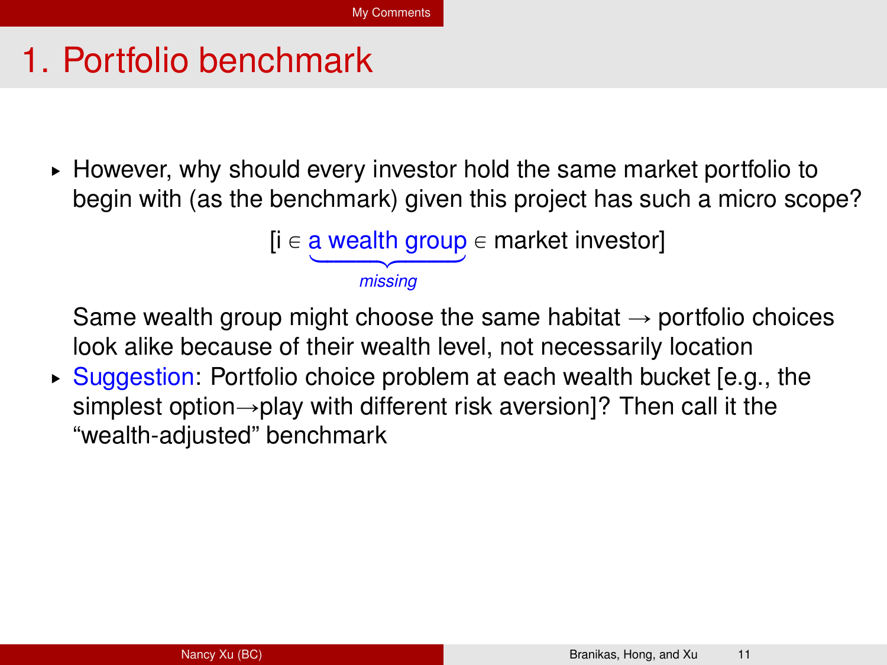# 1. Portfolio benchmark

- However, why should every investor hold the same market portfolio to begin with (as the benchmark) given this project has such a micro scope?

$$[i \in \underbrace{\text{a wealth group}}_{\textit{missing}} \in \text{market investor}]$$

  Same wealth group might choose the same habitat → portfolio choices look alike because of their wealth level, not necessarily location

- Suggestion: Portfolio choice problem at each wealth bucket [e.g., the simplest option→play with different risk aversion]? Then call it the "wealth-adjusted" benchmark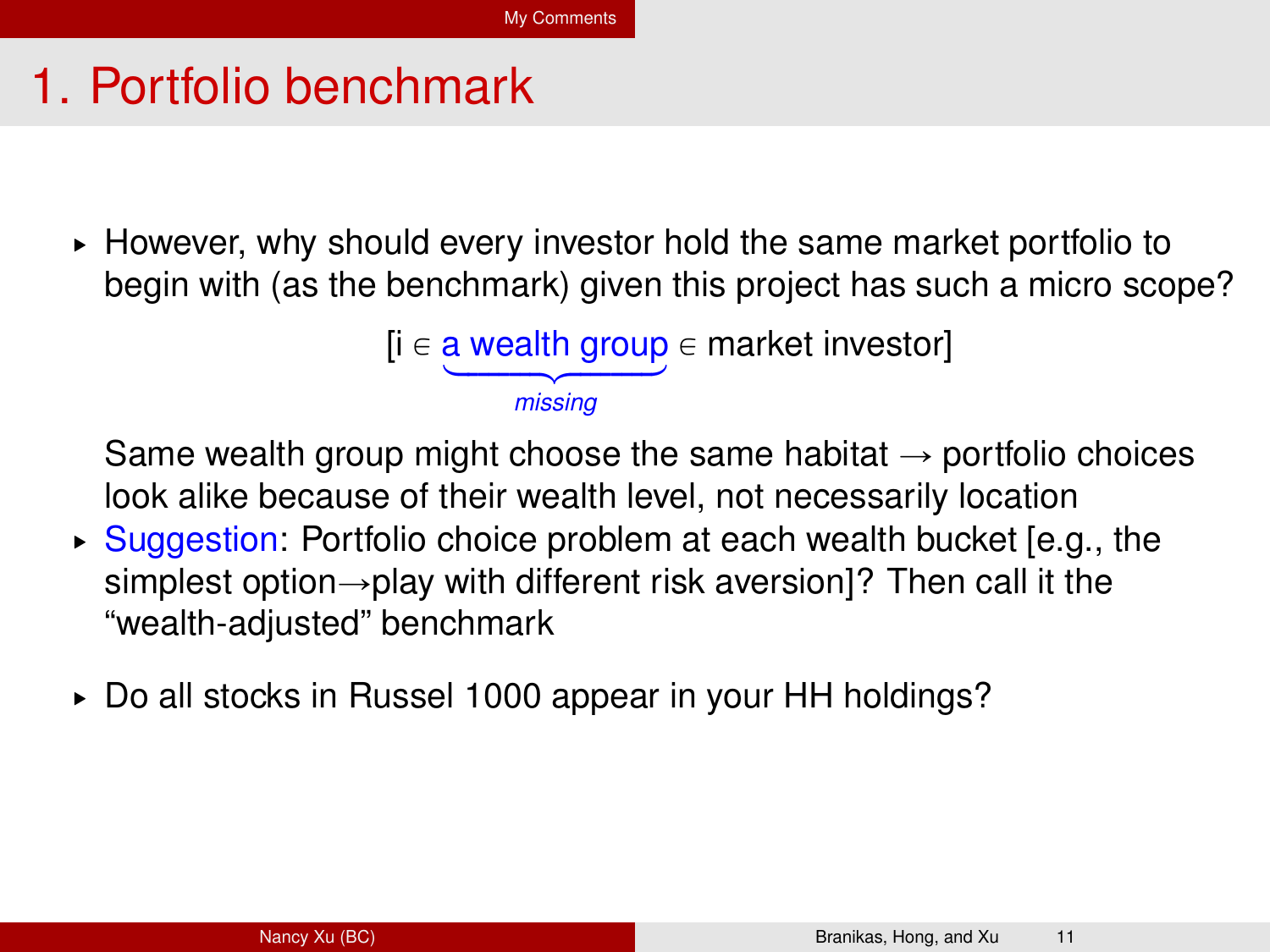# 1. Portfolio benchmark

- However, why should every investor hold the same market portfolio to begin with (as the benchmark) given this project has such a micro scope?

$$[i \in \underbrace{\text{a wealth group}}_{\textit{missing}} \in \text{market investor}]$$

  Same wealth group might choose the same habitat → portfolio choices look alike because of their wealth level, not necessarily location

- Suggestion: Portfolio choice problem at each wealth bucket [e.g., the simplest option→play with different risk aversion]? Then call it the "wealth-adjusted" benchmark
- Do all stocks in Russel 1000 appear in your HH holdings?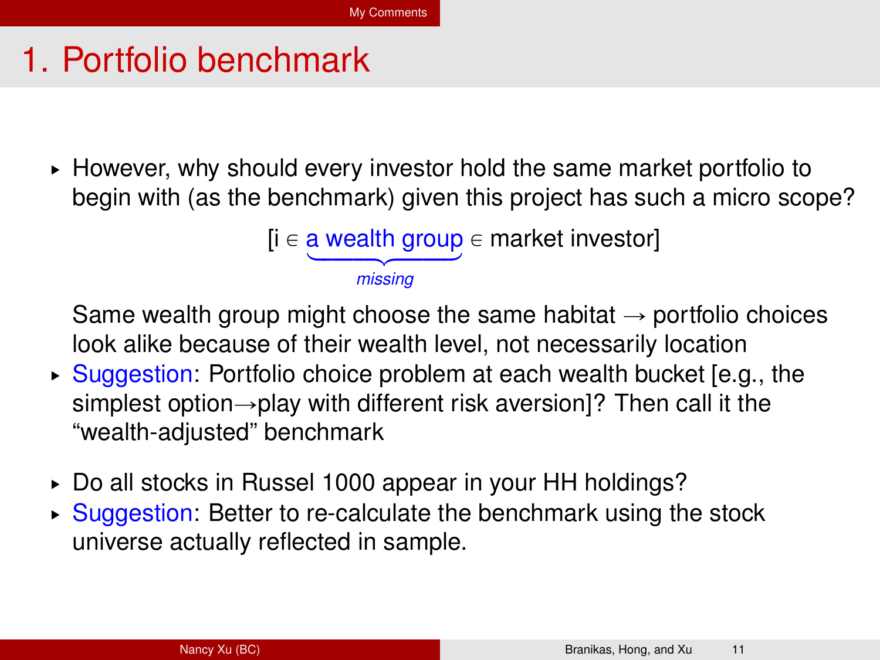# 1. Portfolio benchmark

- However, why should every investor hold the same market portfolio to begin with (as the benchmark) given this project has such a micro scope?

$$[i \in \underbrace{\text{a wealth group}}_{\textit{missing}} \in \text{market investor}]$$

  Same wealth group might choose the same habitat → portfolio choices look alike because of their wealth level, not necessarily location

- Suggestion: Portfolio choice problem at each wealth bucket [e.g., the simplest option→play with different risk aversion]? Then call it the "wealth-adjusted" benchmark

- Do all stocks in Russel 1000 appear in your HH holdings?
- Suggestion: Better to re-calculate the benchmark using the stock universe actually reflected in sample.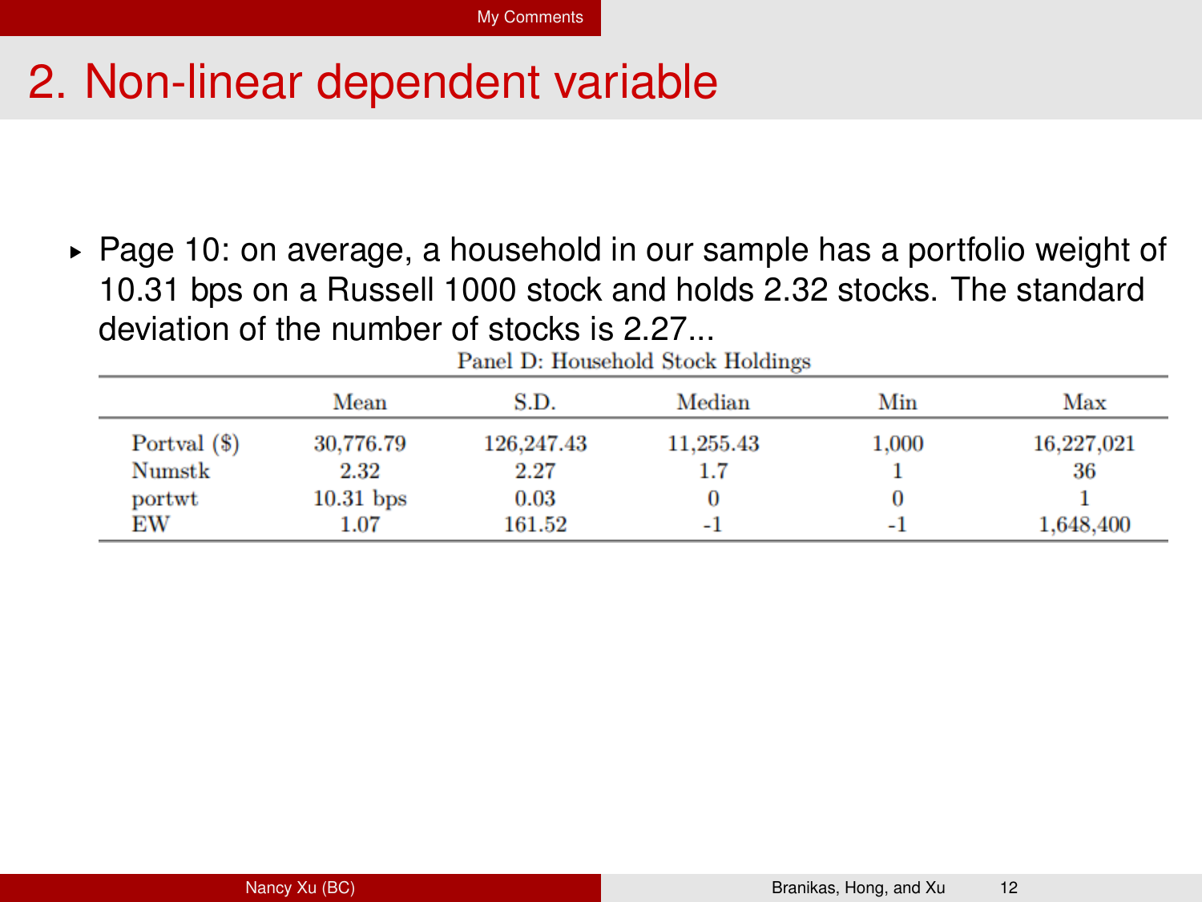# 2. Non-linear dependent variable

- Page 10: on average, a household in our sample has a portfolio weight of 10.31 bps on a Russell 1000 stock and holds 2.32 stocks. The standard deviation of the number of stocks is 2.27...

Panel D: Household Stock Holdings

| | Mean | S.D. | Median | Min | Max |
|---|---|---|---|---|---|
| Portval ($) | 30,776.79 | 126,247.43 | 11,255.43 | 1,000 | 16,227,021 |
| Numstk | 2.32 | 2.27 | 1.7 | 1 | 36 |
| portwt | 10.31 bps | 0.03 | 0 | 0 | 1 |
| EW | 1.07 | 161.52 | -1 | -1 | 1,648,400 |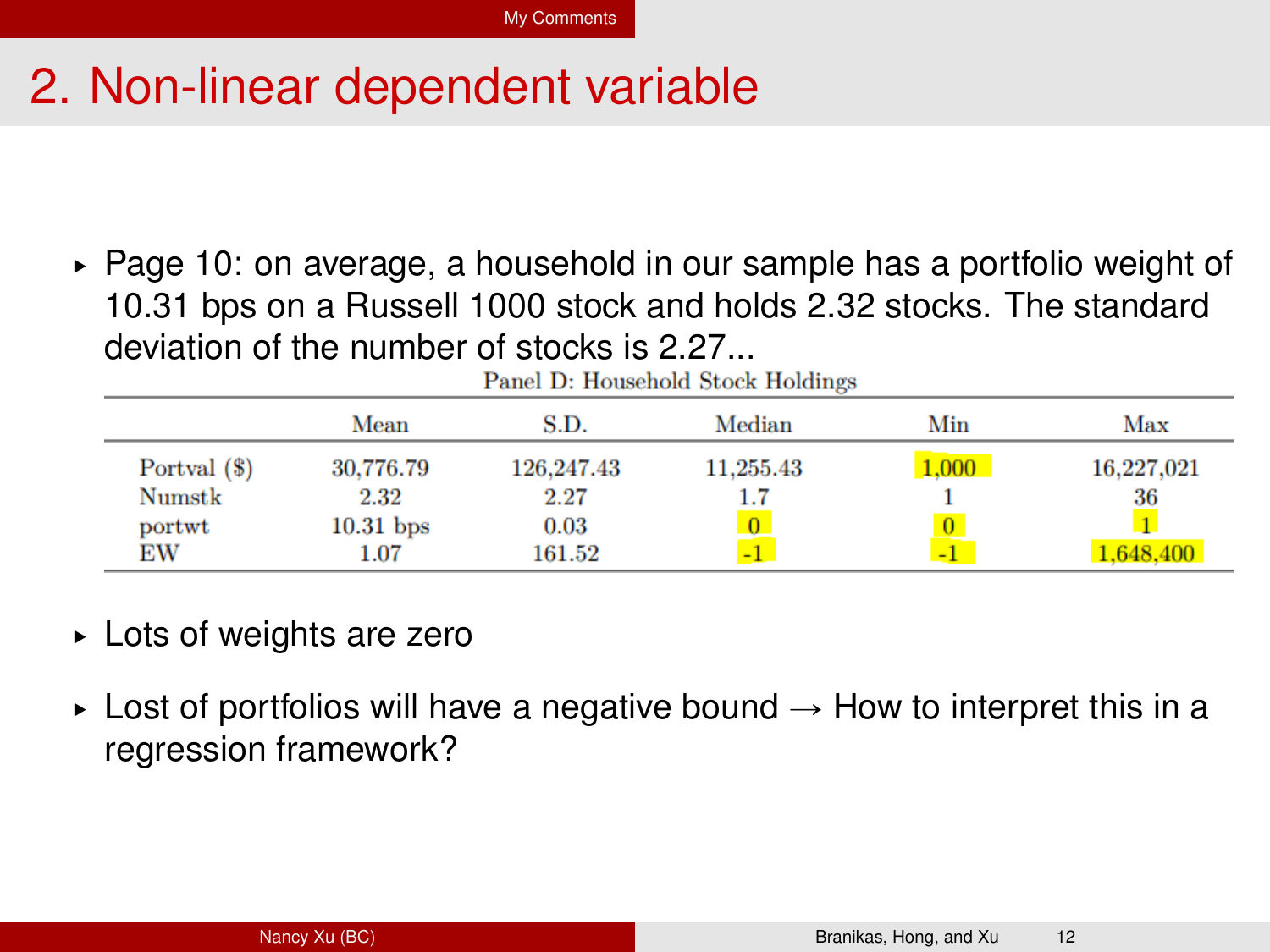## 2. Non-linear dependent variable

- Page 10: on average, a household in our sample has a portfolio weight of 10.31 bps on a Russell 1000 stock and holds 2.32 stocks. The standard deviation of the number of stocks is 2.27...

Panel D: Household Stock Holdings

| | Mean | S.D. | Median | Min | Max |
|---|---|---|---|---|---|
| Portval ($) | 30,776.79 | 126,247.43 | 11,255.43 | 1,000 | 16,227,021 |
| Numstk | 2.32 | 2.27 | 1.7 | 1 | 36 |
| portwt | 10.31 bps | 0.03 | 0 | 0 | 1 |
| EW | 1.07 | 161.52 | -1 | -1 | 1,648,400 |

- Lots of weights are zero

- Lost of portfolios will have a negative bound → How to interpret this in a regression framework?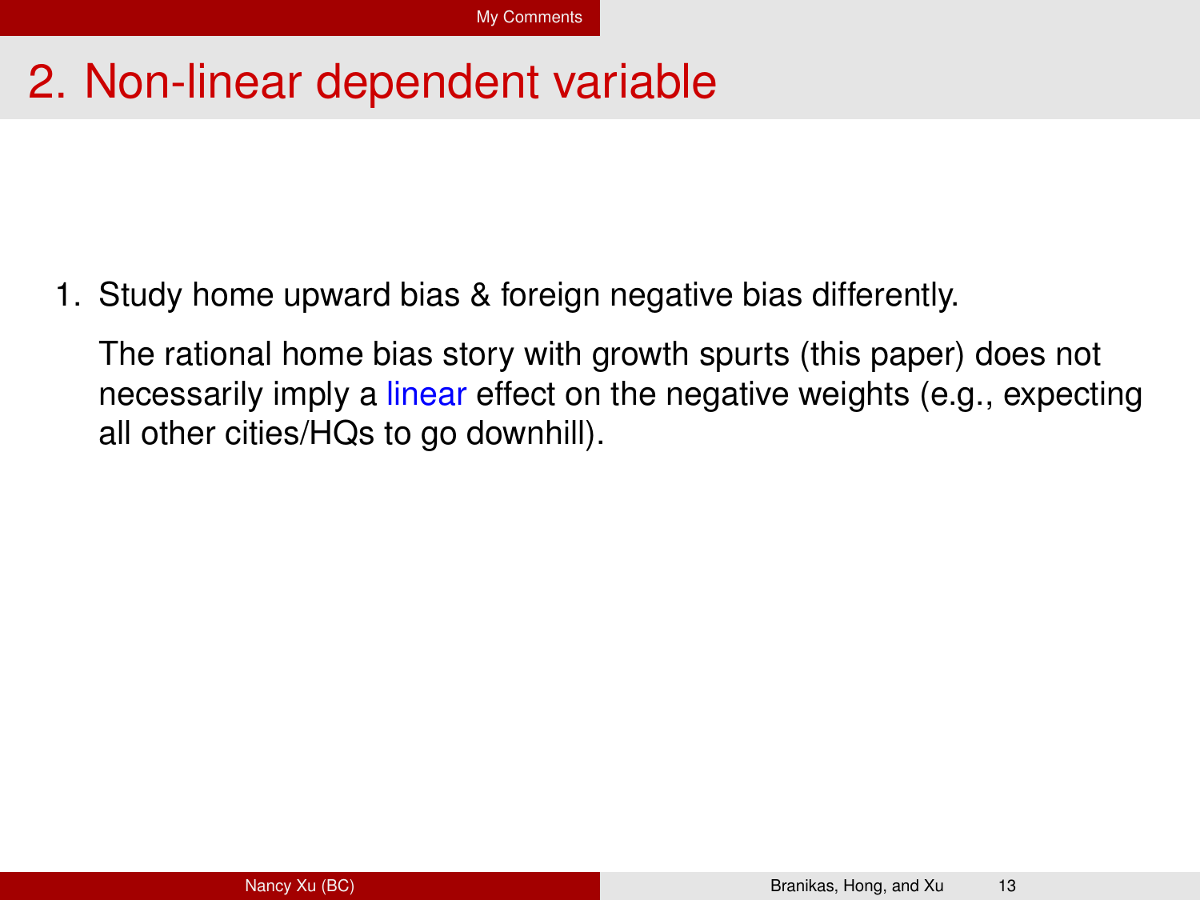## 2. Non-linear dependent variable

1. Study home upward bias & foreign negative bias differently.

   The rational home bias story with growth spurts (this paper) does not necessarily imply a linear effect on the negative weights (e.g., expecting all other cities/HQs to go downhill).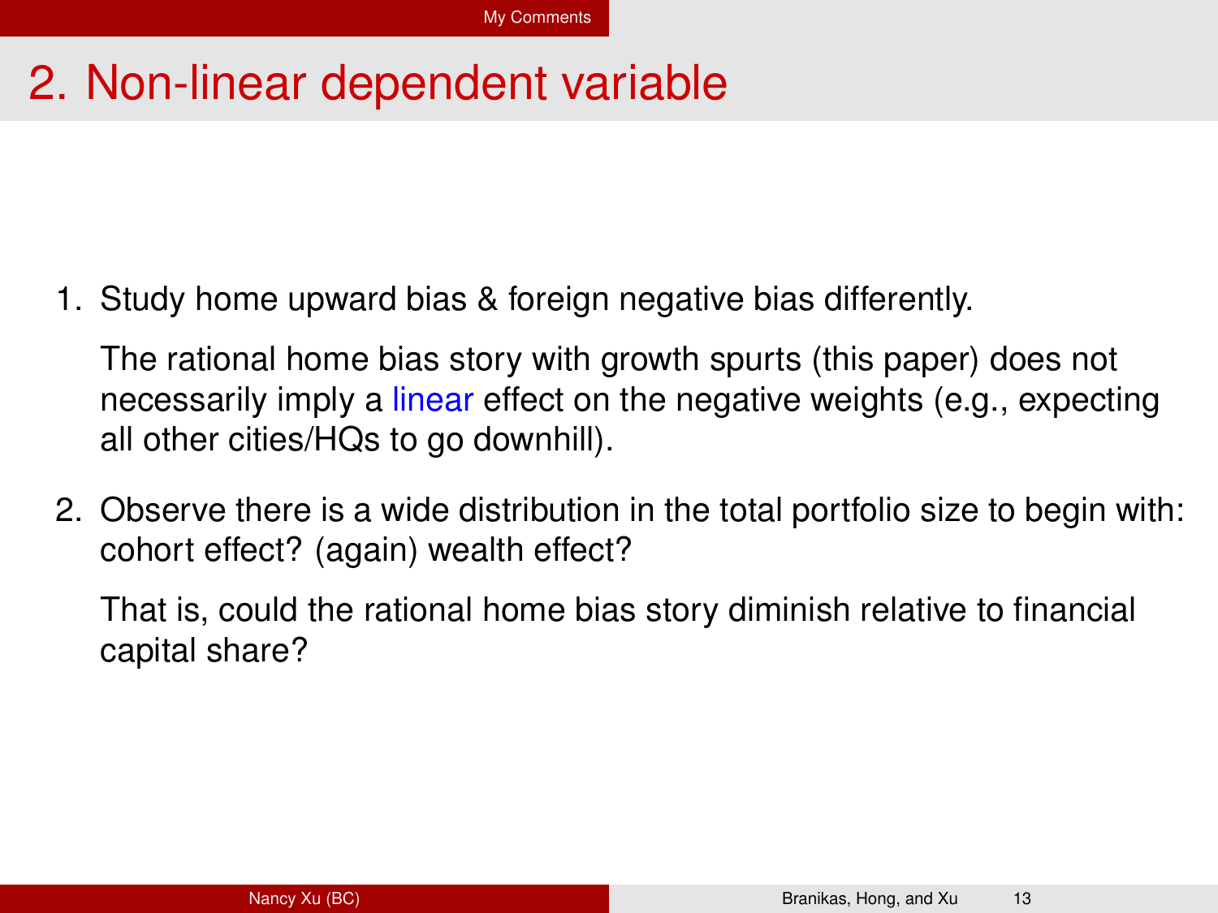## 2. Non-linear dependent variable

1. Study home upward bias & foreign negative bias differently.

   The rational home bias story with growth spurts (this paper) does not necessarily imply a linear effect on the negative weights (e.g., expecting all other cities/HQs to go downhill).

2. Observe there is a wide distribution in the total portfolio size to begin with: cohort effect? (again) wealth effect?

   That is, could the rational home bias story diminish relative to financial capital share?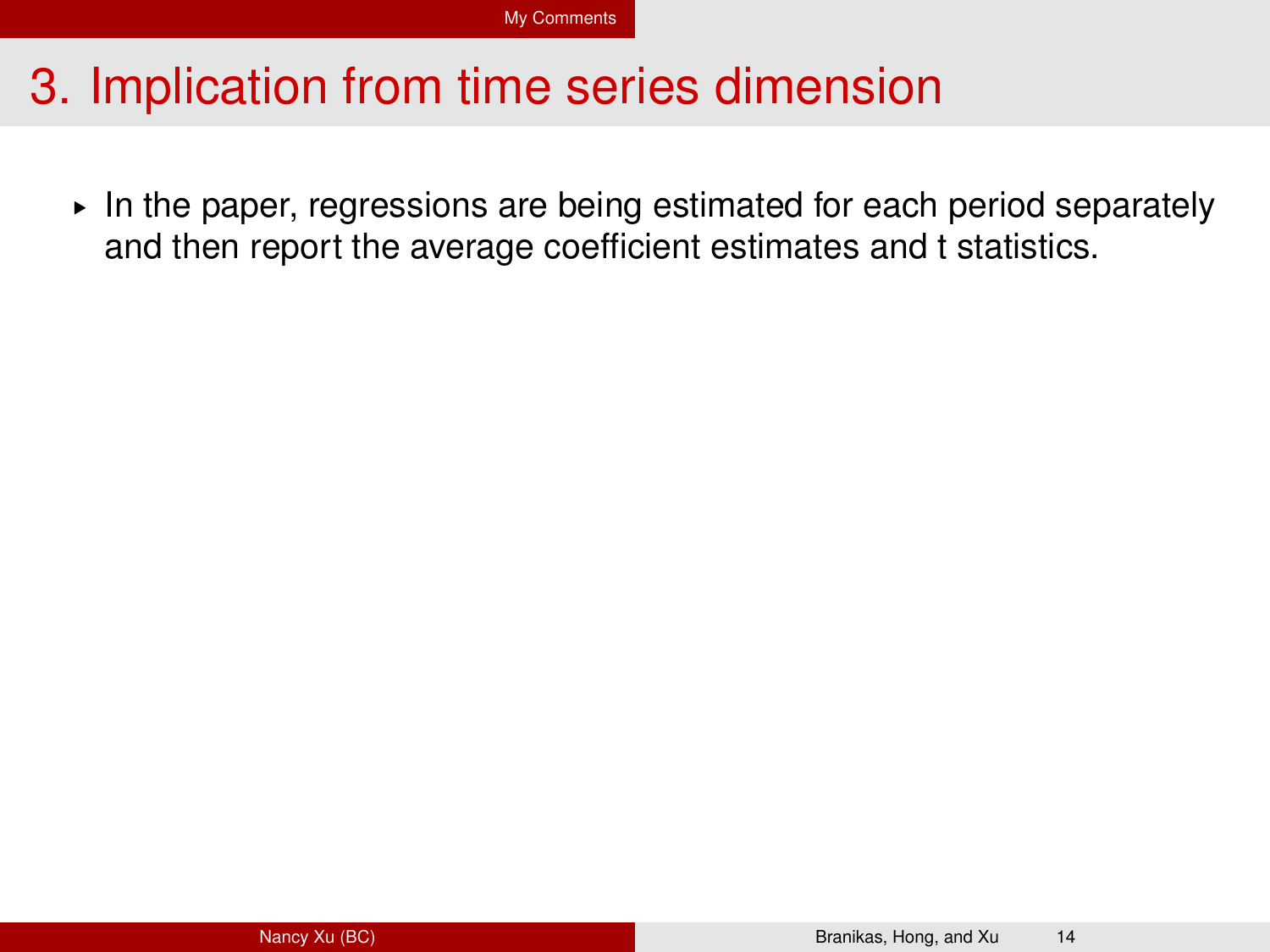# 3. Implication from time series dimension

- In the paper, regressions are being estimated for each period separately and then report the average coefficient estimates and t statistics.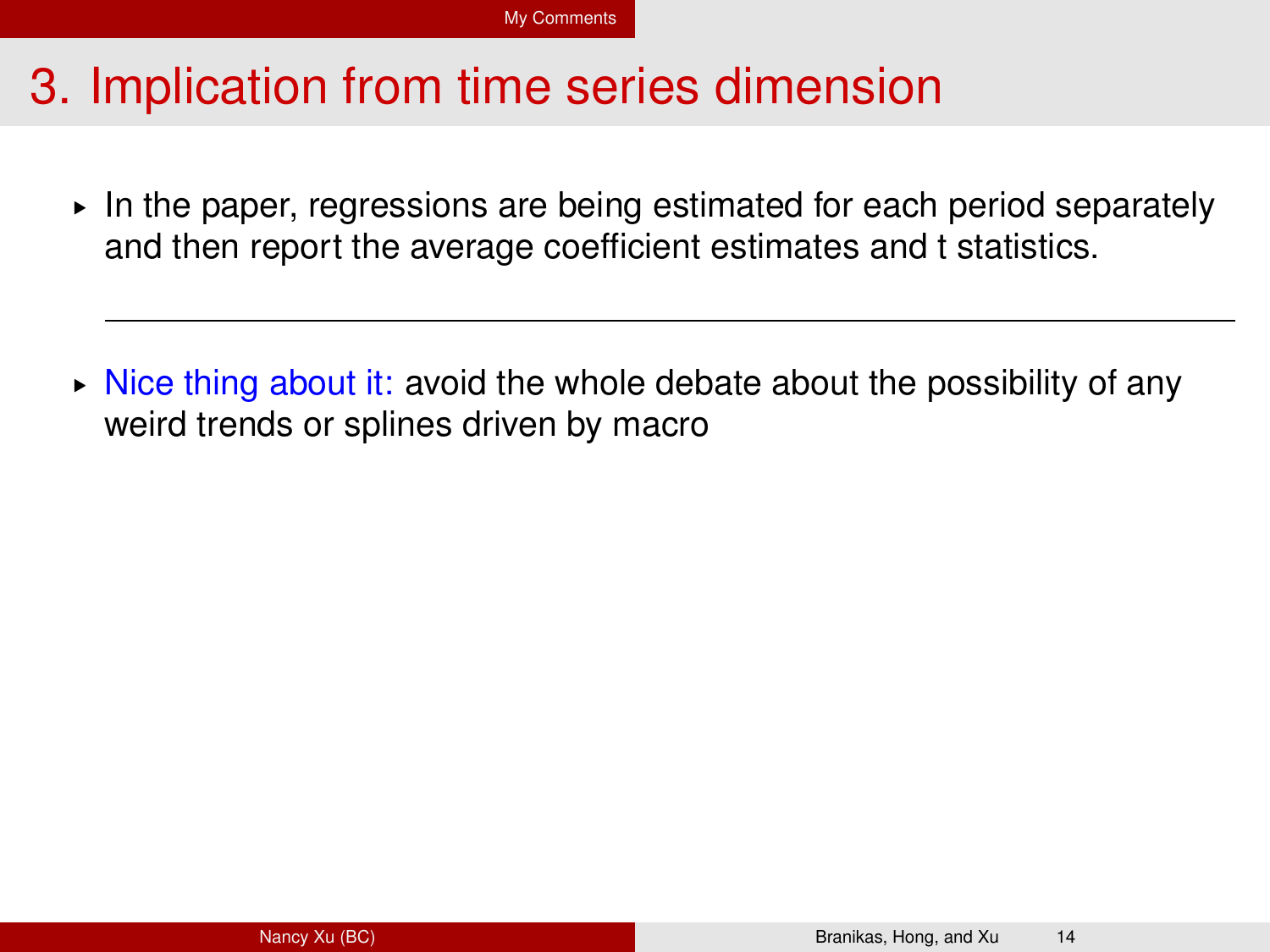# 3. Implication from time series dimension

- In the paper, regressions are being estimated for each period separately and then report the average coefficient estimates and t statistics.

---

- Nice thing about it: avoid the whole debate about the possibility of any weird trends or splines driven by macro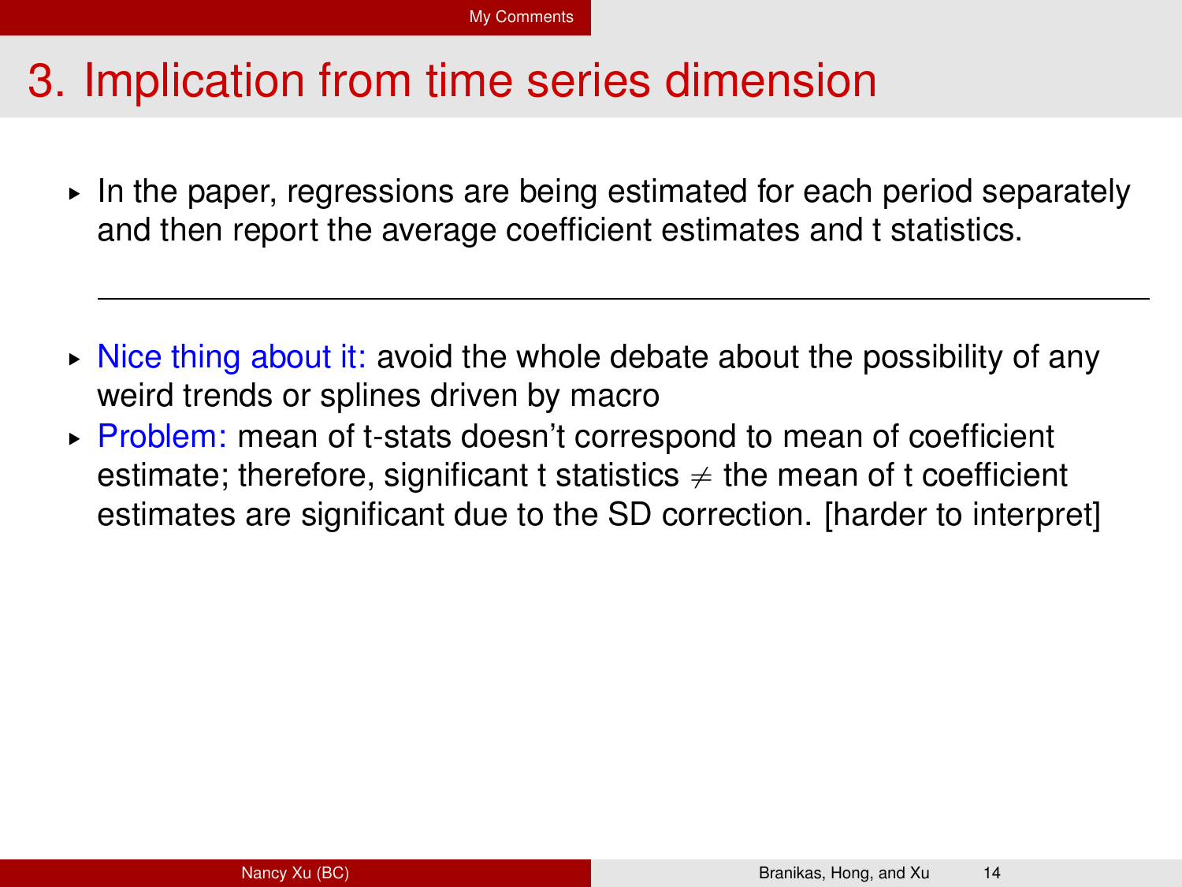# 3. Implication from time series dimension

- In the paper, regressions are being estimated for each period separately and then report the average coefficient estimates and t statistics.

---

- Nice thing about it: avoid the whole debate about the possibility of any weird trends or splines driven by macro
- Problem: mean of t-stats doesn't correspond to mean of coefficient estimate; therefore, significant t statistics $\neq$ the mean of t coefficient estimates are significant due to the SD correction. [harder to interpret]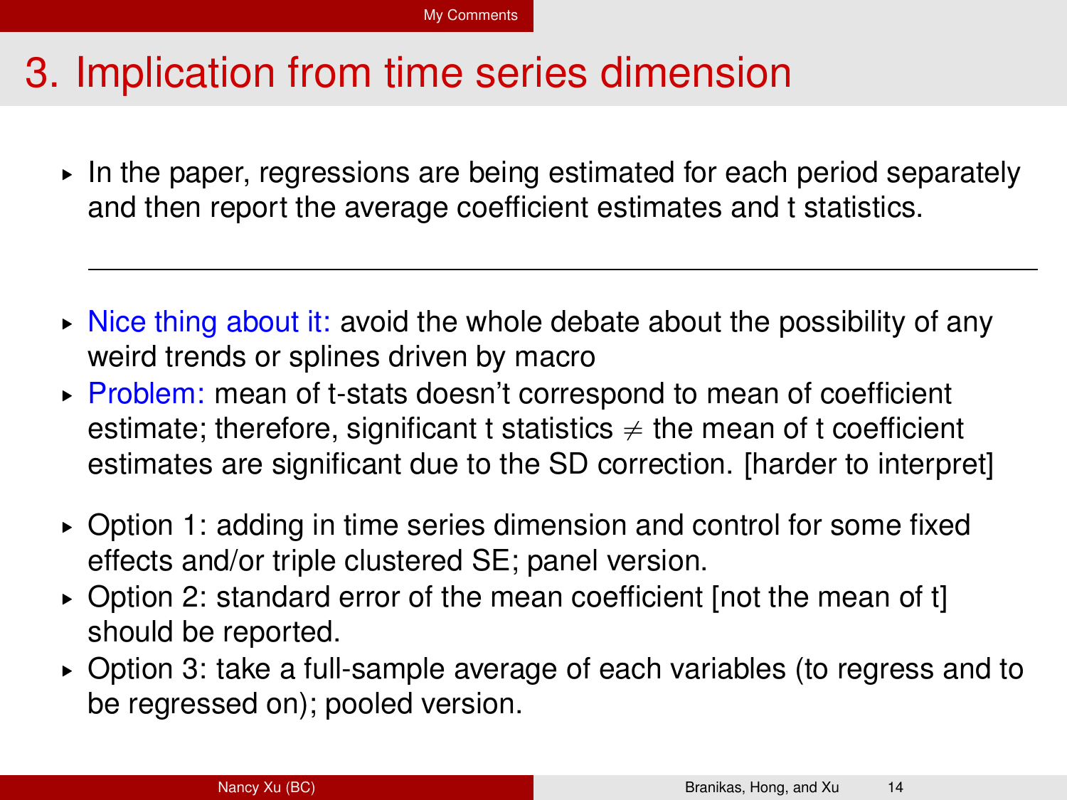# 3. Implication from time series dimension

- In the paper, regressions are being estimated for each period separately and then report the average coefficient estimates and t statistics.

---

- Nice thing about it: avoid the whole debate about the possibility of any weird trends or splines driven by macro
- Problem: mean of t-stats doesn't correspond to mean of coefficient estimate; therefore, significant t statistics $\neq$ the mean of t coefficient estimates are significant due to the SD correction. [harder to interpret]

- Option 1: adding in time series dimension and control for some fixed effects and/or triple clustered SE; panel version.
- Option 2: standard error of the mean coefficient [not the mean of t] should be reported.
- Option 3: take a full-sample average of each variables (to regress and to be regressed on); pooled version.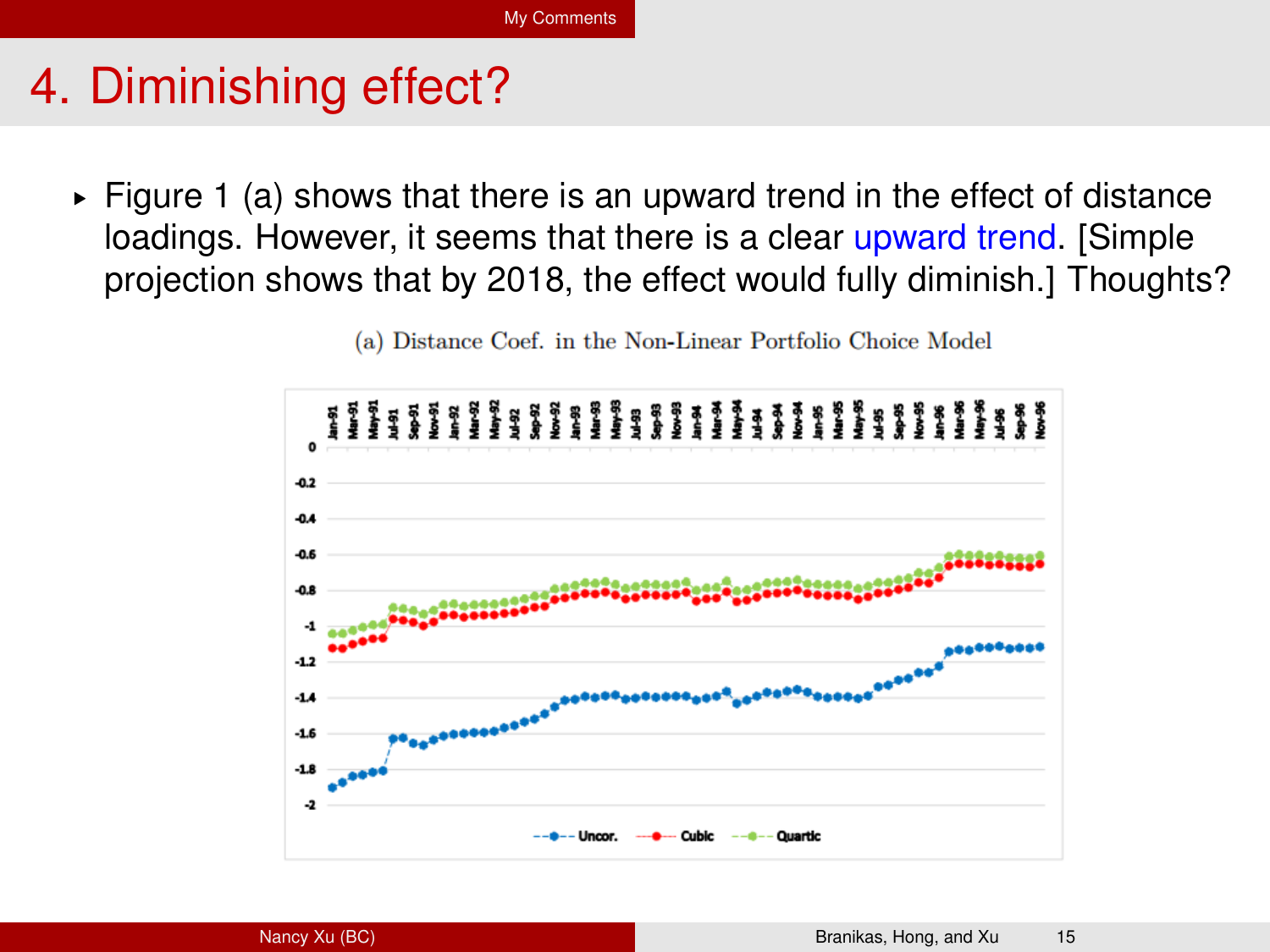# 4. Diminishing effect?

- Figure 1 (a) shows that there is an upward trend in the effect of distance loadings. However, it seems that there is a clear upward trend. [Simple projection shows that by 2018, the effect would fully diminish.] Thoughts?

(a) Distance Coef. in the Non-Linear Portfolio Choice Model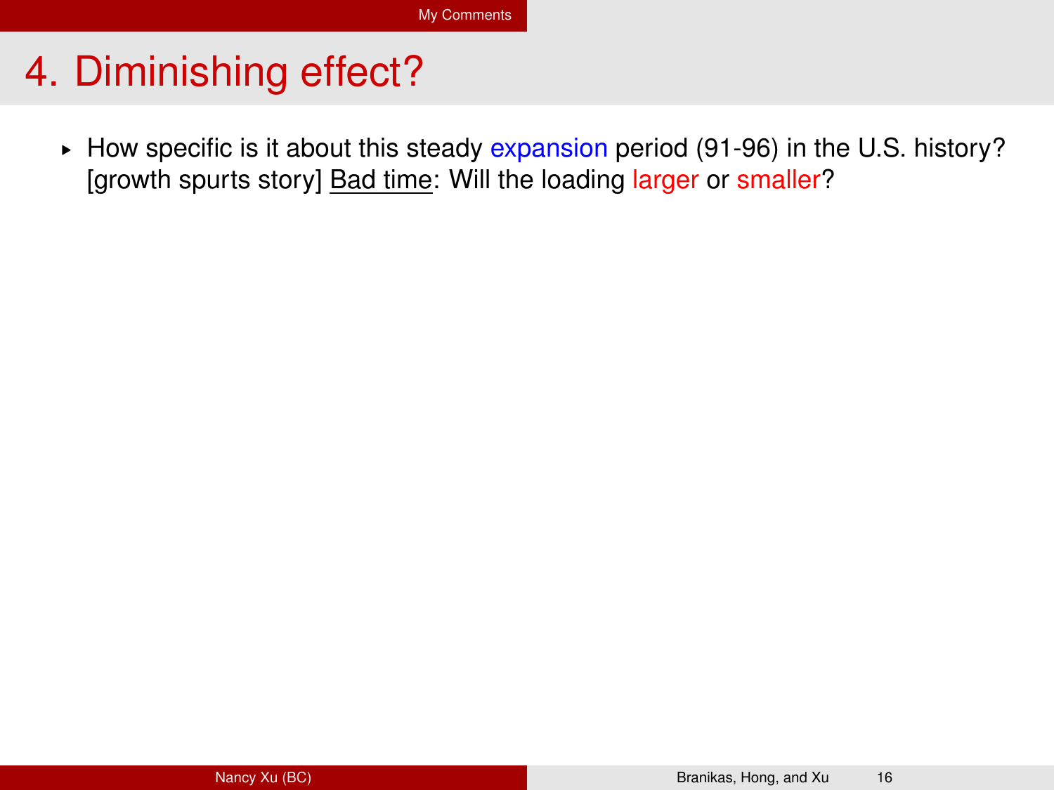# 4. Diminishing effect?

- How specific is it about this steady expansion period (91-96) in the U.S. history? [growth spurts story] Bad time: Will the loading larger or smaller?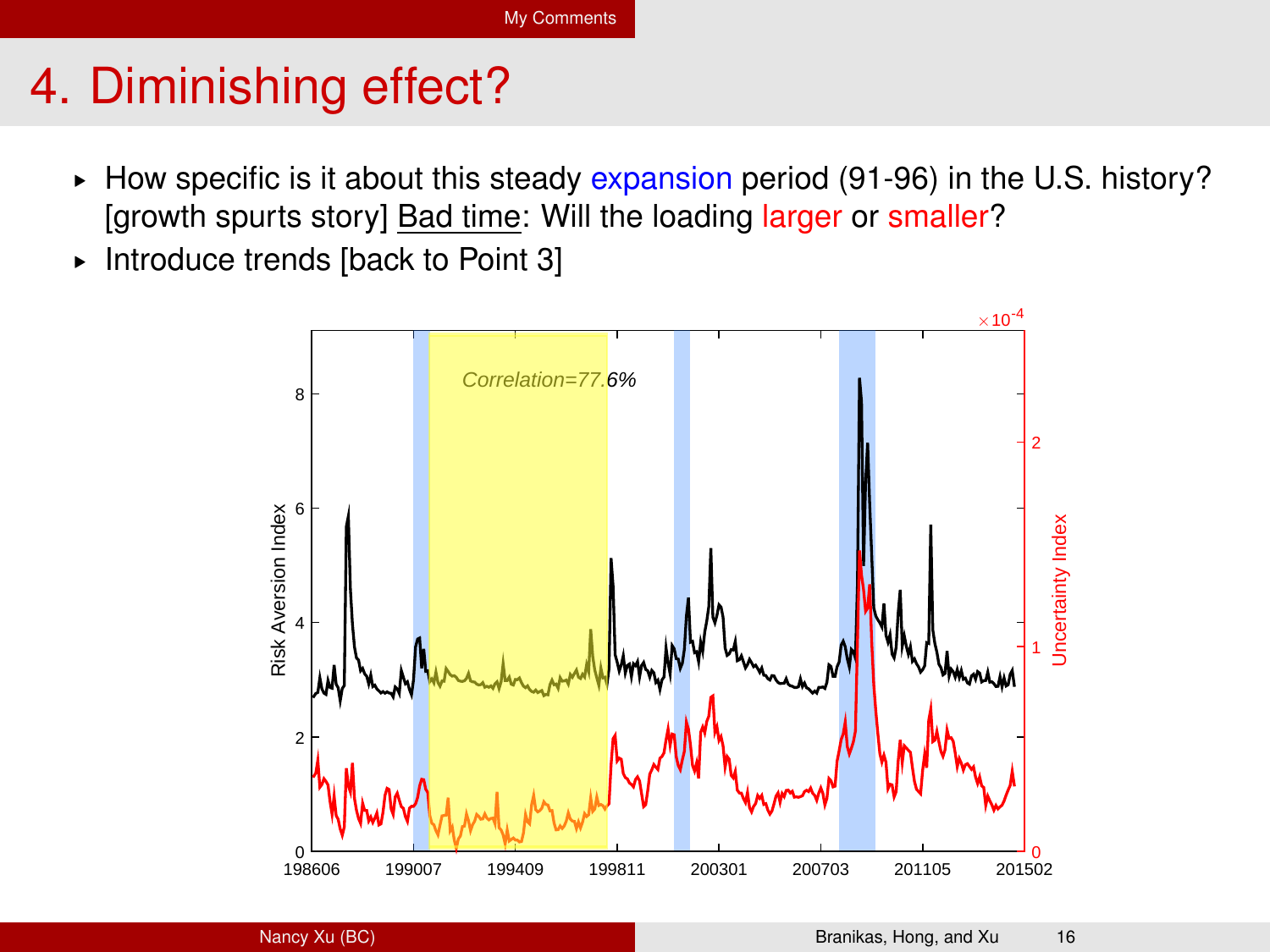# 4. Diminishing effect?

- How specific is it about this steady expansion period (91-96) in the U.S. history? [growth spurts story] <u>Bad time</u>: Will the loading larger or smaller?
- Introduce trends [back to Point 3]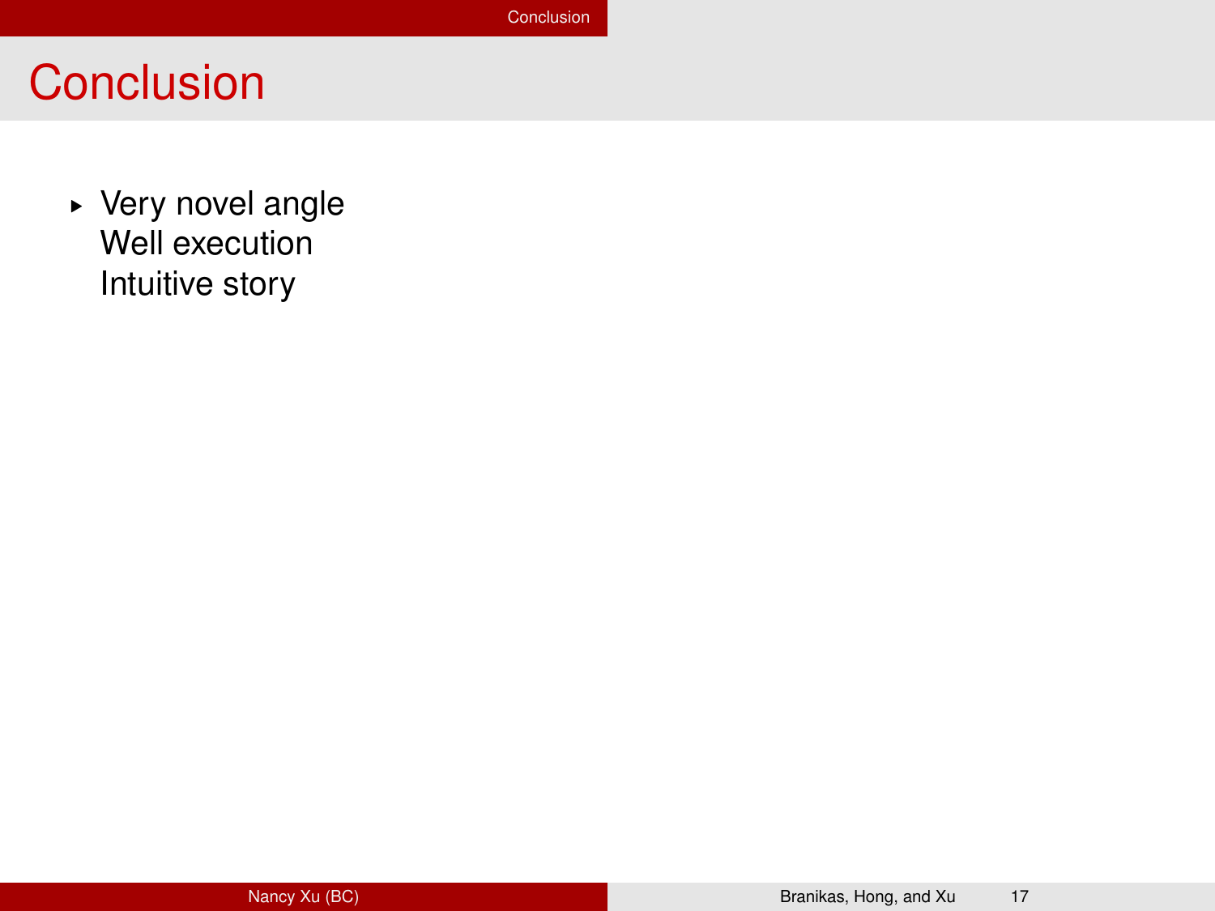# Conclusion

- Very novel angle
  Well execution
  Intuitive story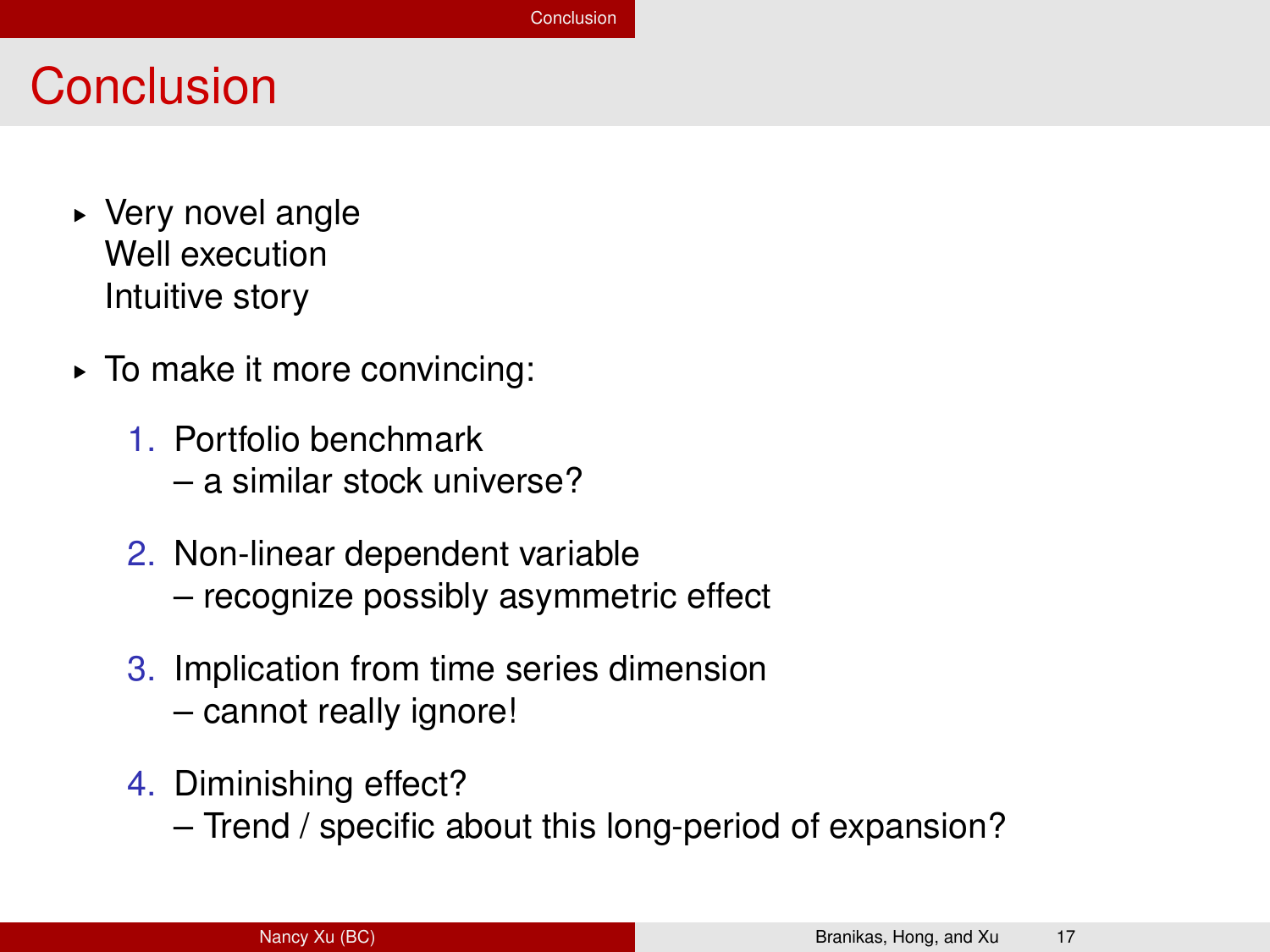# Conclusion

- Very novel angle
  Well execution
  Intuitive story

- To make it more convincing:

  1. Portfolio benchmark
     – a similar stock universe?

  2. Non-linear dependent variable
     – recognize possibly asymmetric effect

  3. Implication from time series dimension
     – cannot really ignore!

  4. Diminishing effect?
     – Trend / specific about this long-period of expansion?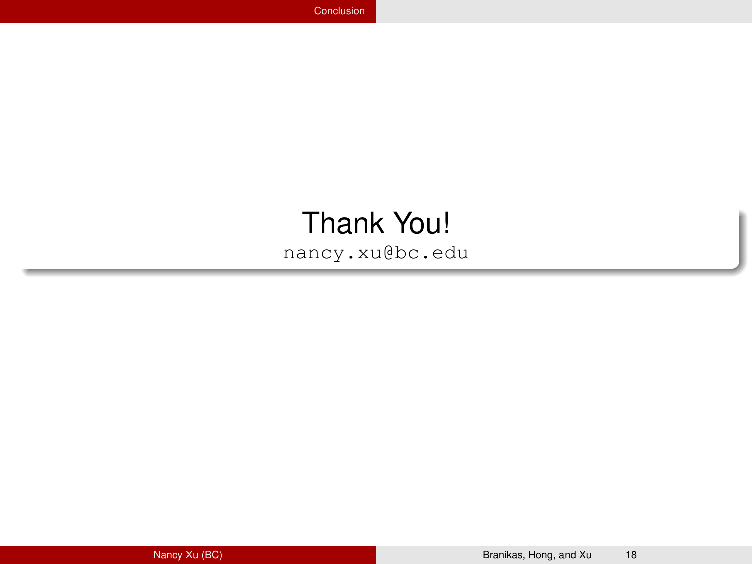# Thank You!

nancy.xu@bc.edu